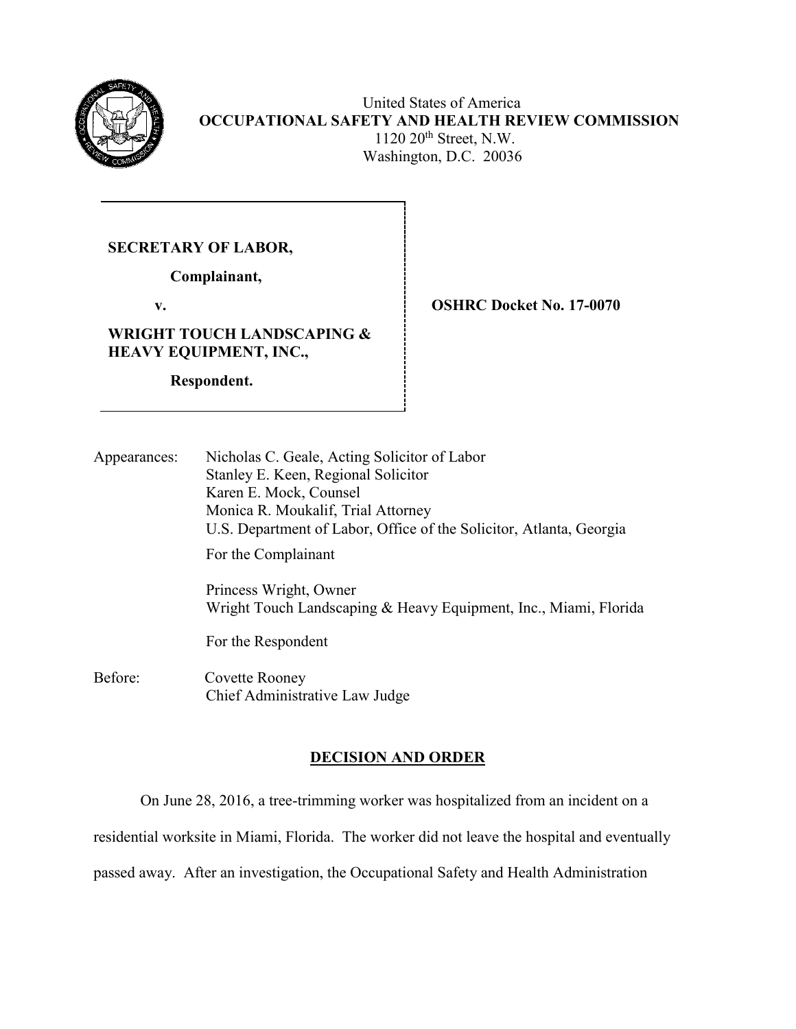United States of America
**OCCUPATIONAL SAFETY AND HEALTH REVIEW COMMISSION**
1120 20th Street, N.W.
Washington, D.C. 20036

**SECRETARY OF LABOR,**

**Complainant,**

**v.**

**WRIGHT TOUCH LANDSCAPING & HEAVY EQUIPMENT, INC.,**

**Respondent.**

**OSHRC Docket No. 17-0070**

Appearances: Nicholas C. Geale, Acting Solicitor of Labor
Stanley E. Keen, Regional Solicitor
Karen E. Mock, Counsel
Monica R. Moukalif, Trial Attorney
U.S. Department of Labor, Office of the Solicitor, Atlanta, Georgia

For the Complainant

Princess Wright, Owner
Wright Touch Landscaping & Heavy Equipment, Inc., Miami, Florida

For the Respondent

Before: Covette Rooney
Chief Administrative Law Judge

## DECISION AND ORDER

On June 28, 2016, a tree-trimming worker was hospitalized from an incident on a residential worksite in Miami, Florida. The worker did not leave the hospital and eventually passed away. After an investigation, the Occupational Safety and Health Administration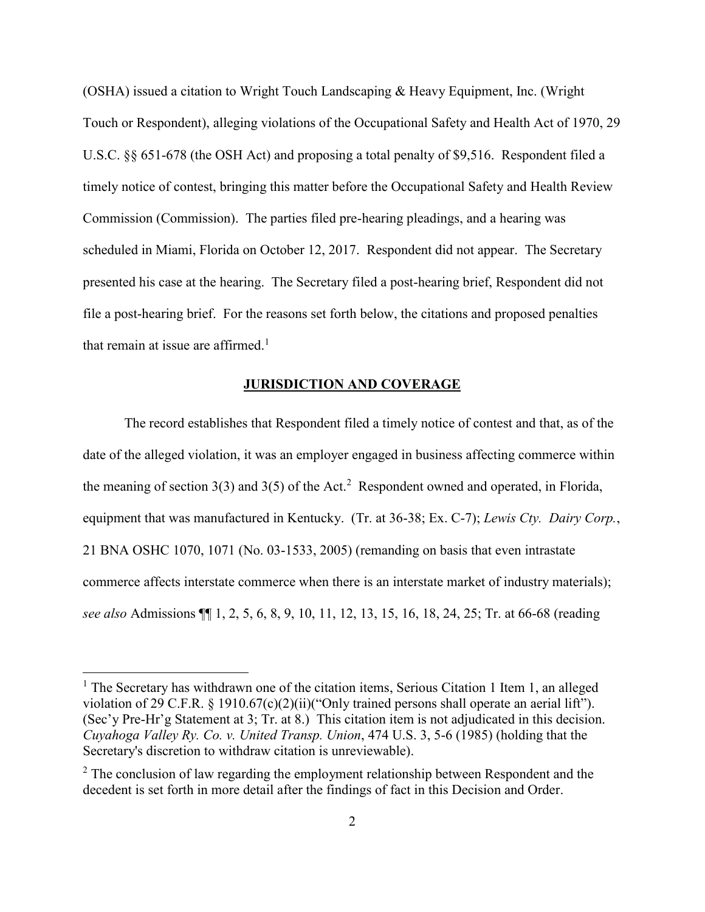(OSHA) issued a citation to Wright Touch Landscaping & Heavy Equipment, Inc. (Wright Touch or Respondent), alleging violations of the Occupational Safety and Health Act of 1970, 29 U.S.C. §§ 651-678 (the OSH Act) and proposing a total penalty of $9,516. Respondent filed a timely notice of contest, bringing this matter before the Occupational Safety and Health Review Commission (Commission). The parties filed pre-hearing pleadings, and a hearing was scheduled in Miami, Florida on October 12, 2017. Respondent did not appear. The Secretary presented his case at the hearing. The Secretary filed a post-hearing brief, Respondent did not file a post-hearing brief. For the reasons set forth below, the citations and proposed penalties that remain at issue are affirmed.[1]

## JURISDICTION AND COVERAGE

The record establishes that Respondent filed a timely notice of contest and that, as of the date of the alleged violation, it was an employer engaged in business affecting commerce within the meaning of section 3(3) and 3(5) of the Act.[2] Respondent owned and operated, in Florida, equipment that was manufactured in Kentucky. (Tr. at 36-38; Ex. C-7); *Lewis Cty. Dairy Corp.*, 21 BNA OSHC 1070, 1071 (No. 03-1533, 2005) (remanding on basis that even intrastate commerce affects interstate commerce when there is an interstate market of industry materials); *see also* Admissions ¶¶ 1, 2, 5, 6, 8, 9, 10, 11, 12, 13, 15, 16, 18, 24, 25; Tr. at 66-68 (reading

---

[1] The Secretary has withdrawn one of the citation items, Serious Citation 1 Item 1, an alleged violation of 29 C.F.R. § 1910.67(c)(2)(ii)("Only trained persons shall operate an aerial lift"). (Sec'y Pre-Hr'g Statement at 3; Tr. at 8.) This citation item is not adjudicated in this decision. *Cuyahoga Valley Ry. Co. v. United Transp. Union*, 474 U.S. 3, 5-6 (1985) (holding that the Secretary's discretion to withdraw citation is unreviewable).

[2] The conclusion of law regarding the employment relationship between Respondent and the decedent is set forth in more detail after the findings of fact in this Decision and Order.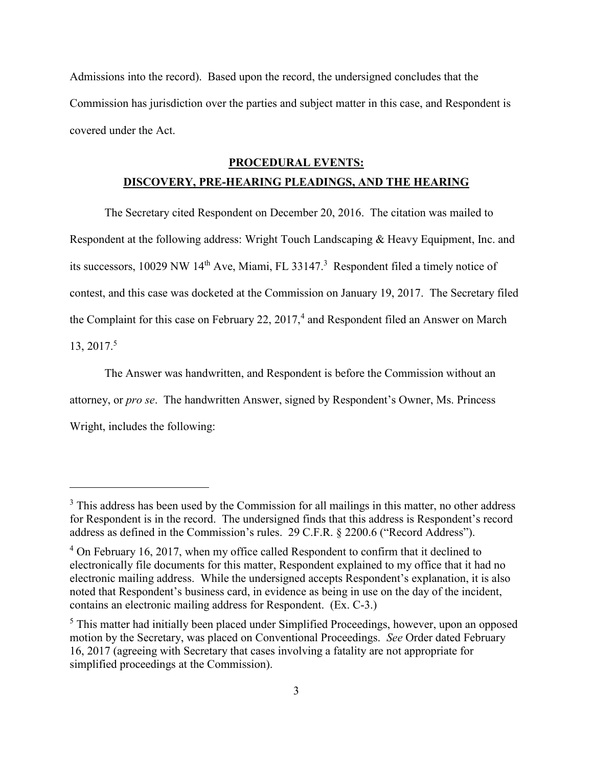Admissions into the record). Based upon the record, the undersigned concludes that the Commission has jurisdiction over the parties and subject matter in this case, and Respondent is covered under the Act.

## PROCEDURAL EVENTS: DISCOVERY, PRE-HEARING PLEADINGS, AND THE HEARING

The Secretary cited Respondent on December 20, 2016. The citation was mailed to Respondent at the following address: Wright Touch Landscaping & Heavy Equipment, Inc. and its successors, 10029 NW 14th Ave, Miami, FL 33147.[3] Respondent filed a timely notice of contest, and this case was docketed at the Commission on January 19, 2017. The Secretary filed the Complaint for this case on February 22, 2017,[4] and Respondent filed an Answer on March 13, 2017.[5]

The Answer was handwritten, and Respondent is before the Commission without an attorney, or *pro se*. The handwritten Answer, signed by Respondent's Owner, Ms. Princess Wright, includes the following:

---

[3] This address has been used by the Commission for all mailings in this matter, no other address for Respondent is in the record. The undersigned finds that this address is Respondent's record address as defined in the Commission's rules. 29 C.F.R. § 2200.6 ("Record Address").

[4] On February 16, 2017, when my office called Respondent to confirm that it declined to electronically file documents for this matter, Respondent explained to my office that it had no electronic mailing address. While the undersigned accepts Respondent's explanation, it is also noted that Respondent's business card, in evidence as being in use on the day of the incident, contains an electronic mailing address for Respondent. (Ex. C-3.)

[5] This matter had initially been placed under Simplified Proceedings, however, upon an opposed motion by the Secretary, was placed on Conventional Proceedings. *See* Order dated February 16, 2017 (agreeing with Secretary that cases involving a fatality are not appropriate for simplified proceedings at the Commission).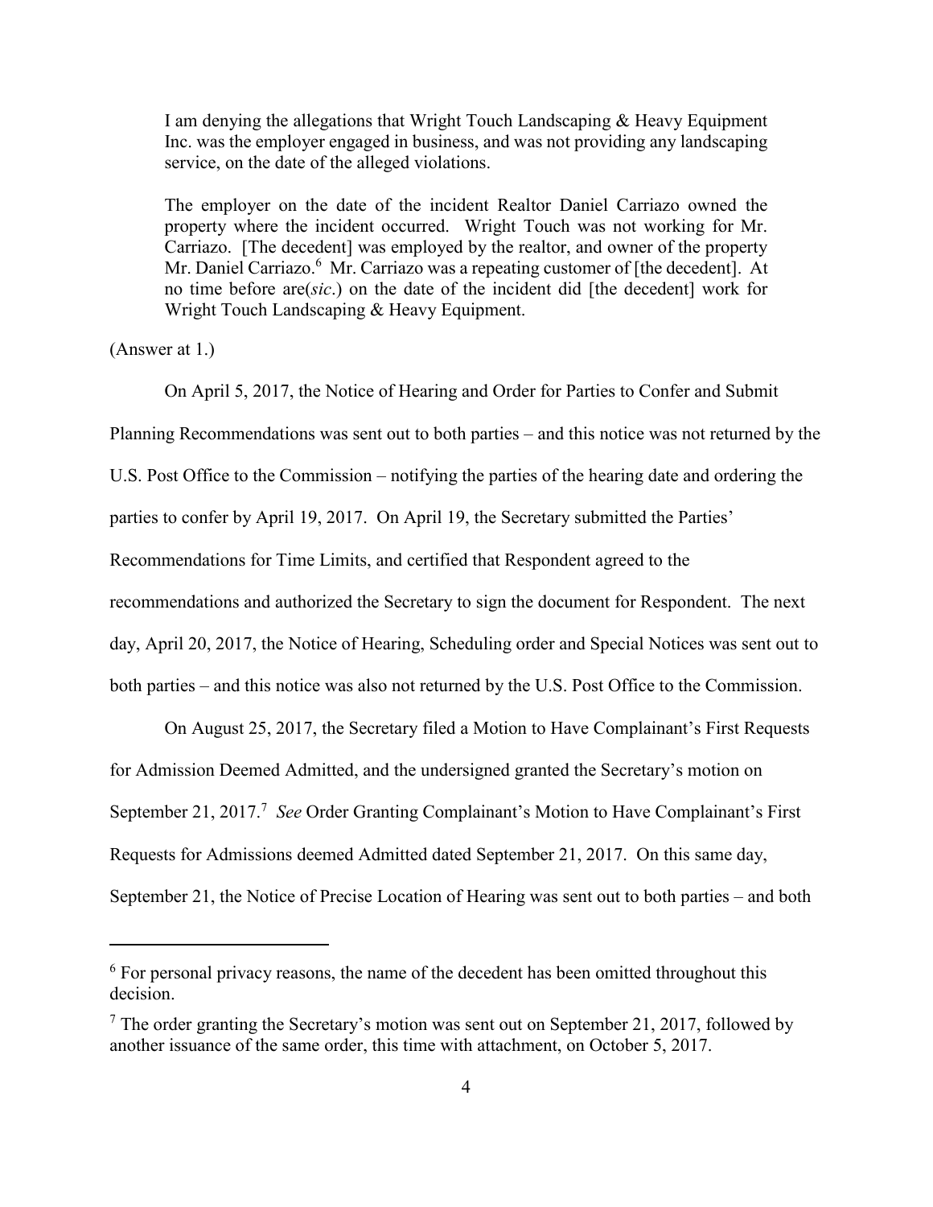> I am denying the allegations that Wright Touch Landscaping & Heavy Equipment Inc. was the employer engaged in business, and was not providing any landscaping service, on the date of the alleged violations.
>
> The employer on the date of the incident Realtor Daniel Carriazo owned the property where the incident occurred. Wright Touch was not working for Mr. Carriazo. [The decedent] was employed by the realtor, and owner of the property Mr. Daniel Carriazo.[6] Mr. Carriazo was a repeating customer of [the decedent]. At no time before are(*sic*.) on the date of the incident did [the decedent] work for Wright Touch Landscaping & Heavy Equipment.

(Answer at 1.)

On April 5, 2017, the Notice of Hearing and Order for Parties to Confer and Submit Planning Recommendations was sent out to both parties – and this notice was not returned by the U.S. Post Office to the Commission – notifying the parties of the hearing date and ordering the parties to confer by April 19, 2017. On April 19, the Secretary submitted the Parties' Recommendations for Time Limits, and certified that Respondent agreed to the recommendations and authorized the Secretary to sign the document for Respondent. The next day, April 20, 2017, the Notice of Hearing, Scheduling order and Special Notices was sent out to both parties – and this notice was also not returned by the U.S. Post Office to the Commission.

On August 25, 2017, the Secretary filed a Motion to Have Complainant's First Requests for Admission Deemed Admitted, and the undersigned granted the Secretary's motion on September 21, 2017.[7] *See* Order Granting Complainant's Motion to Have Complainant's First Requests for Admissions deemed Admitted dated September 21, 2017. On this same day, September 21, the Notice of Precise Location of Hearing was sent out to both parties – and both

---

[6] For personal privacy reasons, the name of the decedent has been omitted throughout this decision.

[7] The order granting the Secretary's motion was sent out on September 21, 2017, followed by another issuance of the same order, this time with attachment, on October 5, 2017.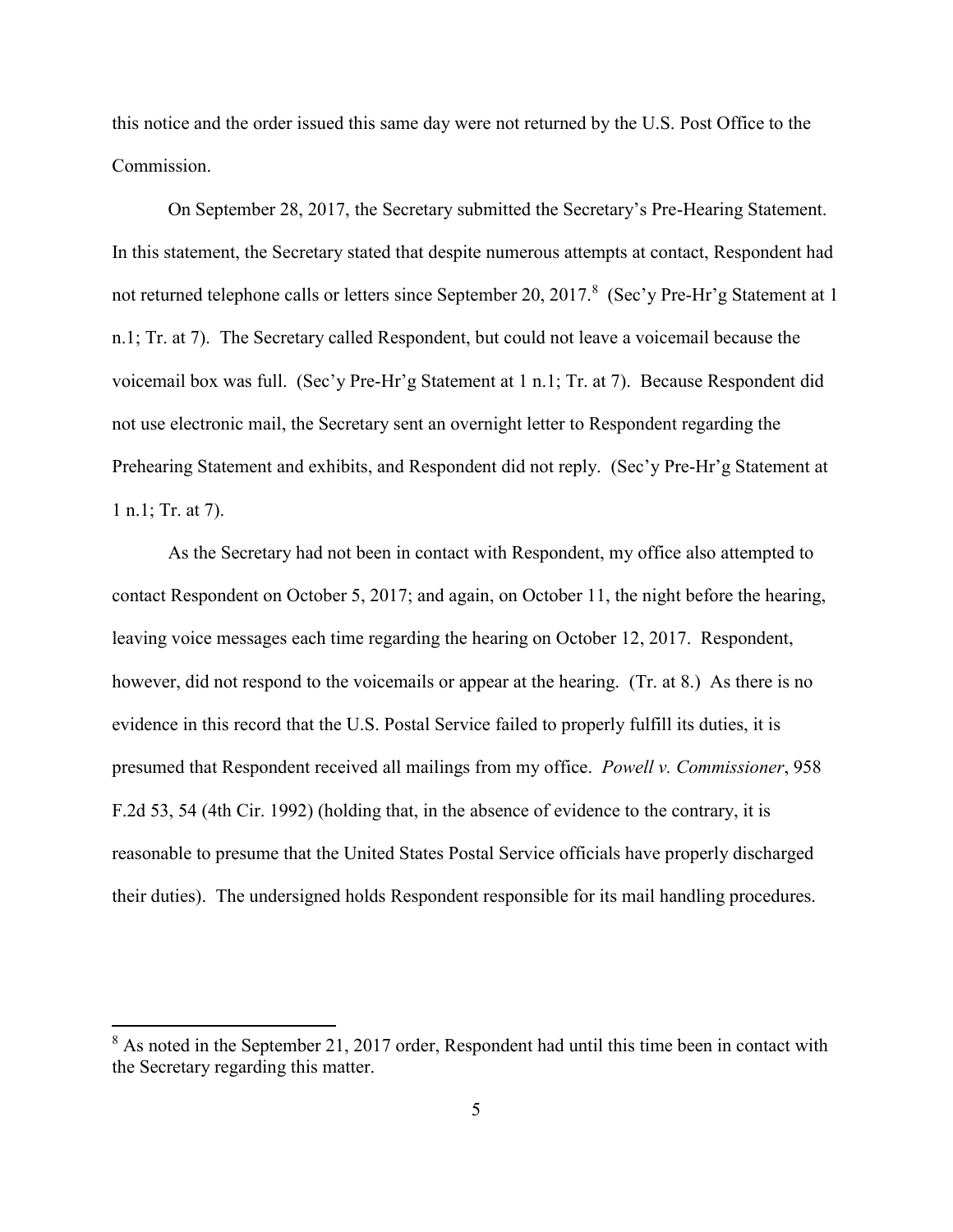this notice and the order issued this same day were not returned by the U.S. Post Office to the Commission.

On September 28, 2017, the Secretary submitted the Secretary's Pre-Hearing Statement. In this statement, the Secretary stated that despite numerous attempts at contact, Respondent had not returned telephone calls or letters since September 20, 2017.[8] (Sec'y Pre-Hr'g Statement at 1 n.1; Tr. at 7). The Secretary called Respondent, but could not leave a voicemail because the voicemail box was full. (Sec'y Pre-Hr'g Statement at 1 n.1; Tr. at 7). Because Respondent did not use electronic mail, the Secretary sent an overnight letter to Respondent regarding the Prehearing Statement and exhibits, and Respondent did not reply. (Sec'y Pre-Hr'g Statement at 1 n.1; Tr. at 7).

As the Secretary had not been in contact with Respondent, my office also attempted to contact Respondent on October 5, 2017; and again, on October 11, the night before the hearing, leaving voice messages each time regarding the hearing on October 12, 2017. Respondent, however, did not respond to the voicemails or appear at the hearing. (Tr. at 8.) As there is no evidence in this record that the U.S. Postal Service failed to properly fulfill its duties, it is presumed that Respondent received all mailings from my office. *Powell v. Commissioner*, 958 F.2d 53, 54 (4th Cir. 1992) (holding that, in the absence of evidence to the contrary, it is reasonable to presume that the United States Postal Service officials have properly discharged their duties). The undersigned holds Respondent responsible for its mail handling procedures.

---

[8] As noted in the September 21, 2017 order, Respondent had until this time been in contact with the Secretary regarding this matter.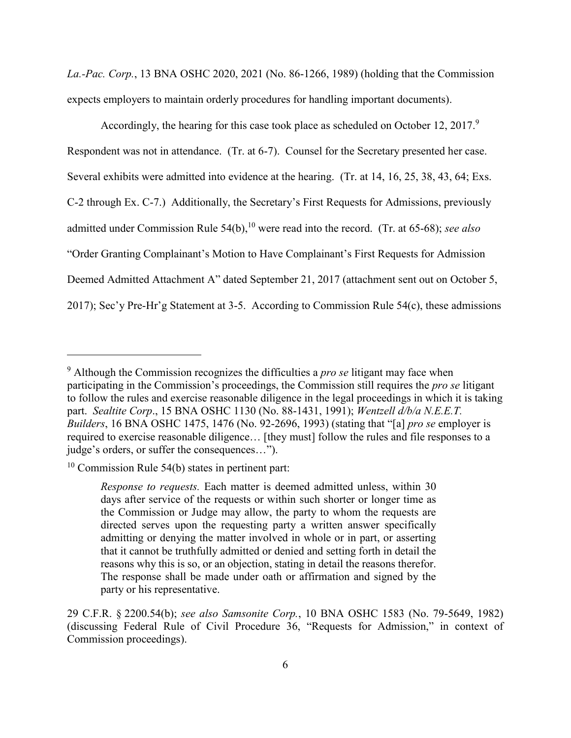*La.-Pac. Corp.*, 13 BNA OSHC 2020, 2021 (No. 86-1266, 1989) (holding that the Commission expects employers to maintain orderly procedures for handling important documents).

Accordingly, the hearing for this case took place as scheduled on October 12, 2017.[9] Respondent was not in attendance. (Tr. at 6-7). Counsel for the Secretary presented her case. Several exhibits were admitted into evidence at the hearing. (Tr. at 14, 16, 25, 38, 43, 64; Exs. C-2 through Ex. C-7.) Additionally, the Secretary's First Requests for Admissions, previously admitted under Commission Rule 54(b),[10] were read into the record. (Tr. at 65-68); *see also* "Order Granting Complainant's Motion to Have Complainant's First Requests for Admission Deemed Admitted Attachment A" dated September 21, 2017 (attachment sent out on October 5, 2017); Sec'y Pre-Hr'g Statement at 3-5. According to Commission Rule 54(c), these admissions

---

[9] Although the Commission recognizes the difficulties a *pro se* litigant may face when participating in the Commission's proceedings, the Commission still requires the *pro se* litigant to follow the rules and exercise reasonable diligence in the legal proceedings in which it is taking part. *Sealtite Corp*., 15 BNA OSHC 1130 (No. 88-1431, 1991); *Wentzell d/b/a N.E.E.T. Builders*, 16 BNA OSHC 1475, 1476 (No. 92-2696, 1993) (stating that "[a] *pro se* employer is required to exercise reasonable diligence… [they must] follow the rules and file responses to a judge's orders, or suffer the consequences…").

[10] Commission Rule 54(b) states in pertinent part:

> *Response to requests.* Each matter is deemed admitted unless, within 30 days after service of the requests or within such shorter or longer time as the Commission or Judge may allow, the party to whom the requests are directed serves upon the requesting party a written answer specifically admitting or denying the matter involved in whole or in part, or asserting that it cannot be truthfully admitted or denied and setting forth in detail the reasons why this is so, or an objection, stating in detail the reasons therefor. The response shall be made under oath or affirmation and signed by the party or his representative.

29 C.F.R. § 2200.54(b); *see also Samsonite Corp.*, 10 BNA OSHC 1583 (No. 79-5649, 1982) (discussing Federal Rule of Civil Procedure 36, "Requests for Admission," in context of Commission proceedings).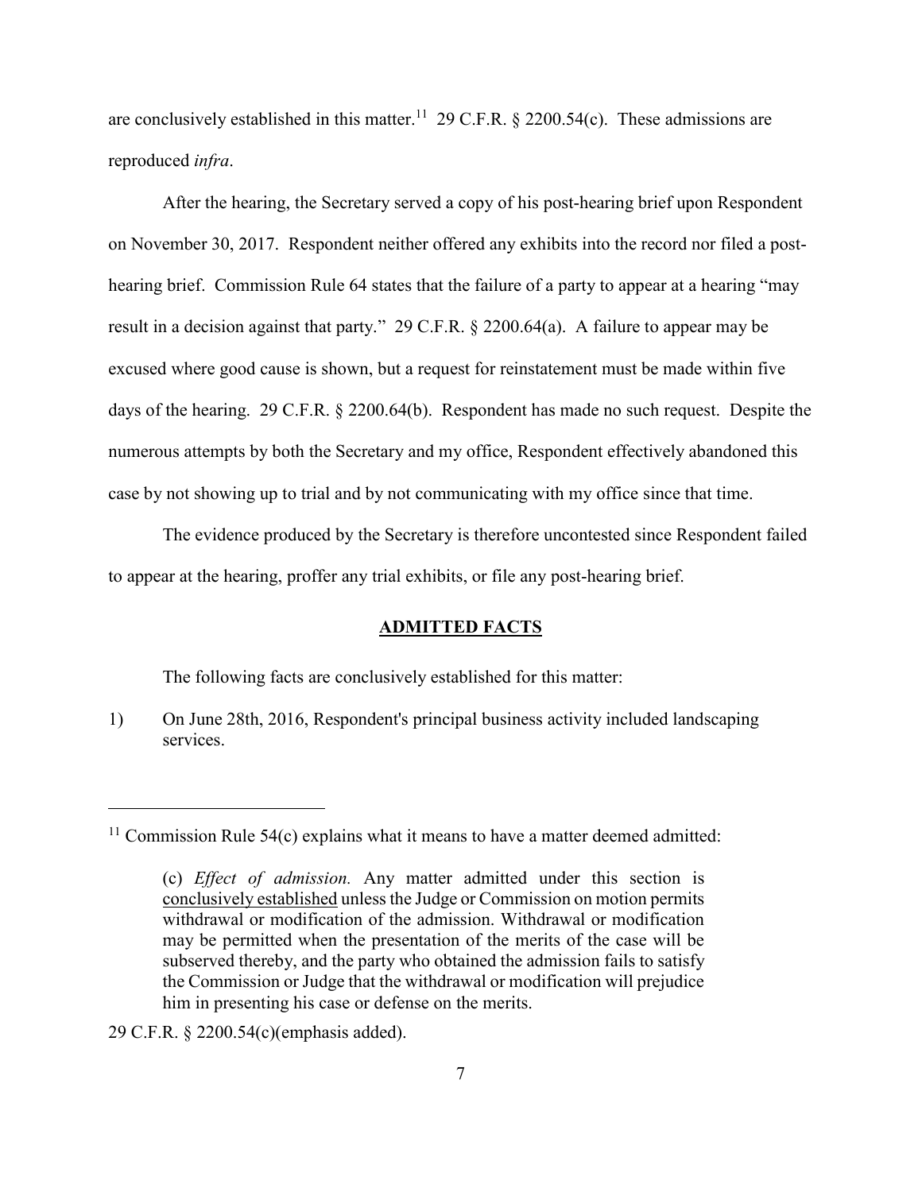are conclusively established in this matter.[11] 29 C.F.R. § 2200.54(c). These admissions are reproduced *infra*.

After the hearing, the Secretary served a copy of his post-hearing brief upon Respondent on November 30, 2017. Respondent neither offered any exhibits into the record nor filed a post-hearing brief. Commission Rule 64 states that the failure of a party to appear at a hearing "may result in a decision against that party." 29 C.F.R. § 2200.64(a). A failure to appear may be excused where good cause is shown, but a request for reinstatement must be made within five days of the hearing. 29 C.F.R. § 2200.64(b). Respondent has made no such request. Despite the numerous attempts by both the Secretary and my office, Respondent effectively abandoned this case by not showing up to trial and by not communicating with my office since that time.

The evidence produced by the Secretary is therefore uncontested since Respondent failed to appear at the hearing, proffer any trial exhibits, or file any post-hearing brief.

## ADMITTED FACTS

The following facts are conclusively established for this matter:

1) On June 28th, 2016, Respondent's principal business activity included landscaping services.

---

[11] Commission Rule 54(c) explains what it means to have a matter deemed admitted:

> (c) *Effect of admission.* Any matter admitted under this section is conclusively established unless the Judge or Commission on motion permits withdrawal or modification of the admission. Withdrawal or modification may be permitted when the presentation of the merits of the case will be subserved thereby, and the party who obtained the admission fails to satisfy the Commission or Judge that the withdrawal or modification will prejudice him in presenting his case or defense on the merits.

29 C.F.R. § 2200.54(c)(emphasis added).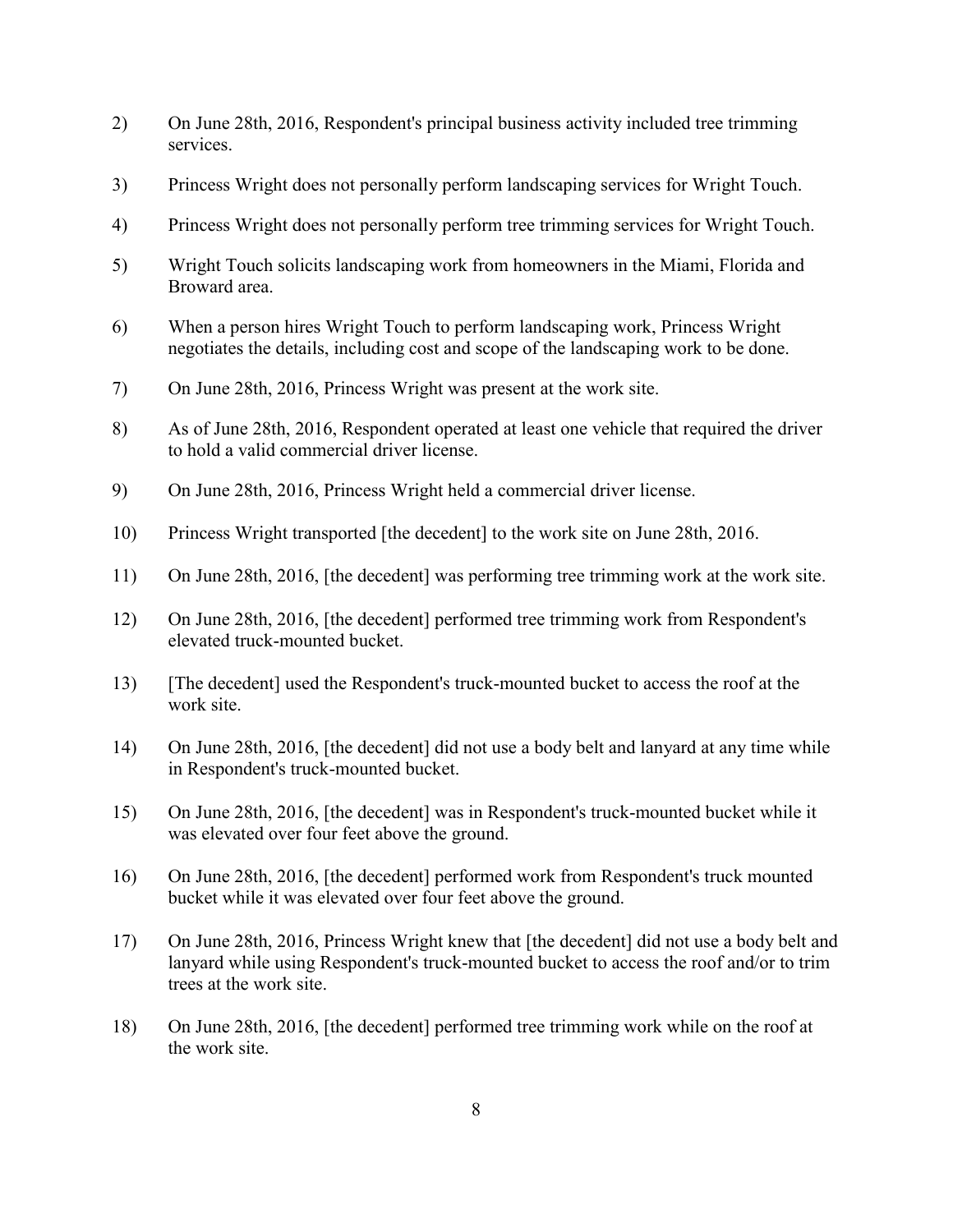2) On June 28th, 2016, Respondent's principal business activity included tree trimming services.

3) Princess Wright does not personally perform landscaping services for Wright Touch.

4) Princess Wright does not personally perform tree trimming services for Wright Touch.

5) Wright Touch solicits landscaping work from homeowners in the Miami, Florida and Broward area.

6) When a person hires Wright Touch to perform landscaping work, Princess Wright negotiates the details, including cost and scope of the landscaping work to be done.

7) On June 28th, 2016, Princess Wright was present at the work site.

8) As of June 28th, 2016, Respondent operated at least one vehicle that required the driver to hold a valid commercial driver license.

9) On June 28th, 2016, Princess Wright held a commercial driver license.

10) Princess Wright transported [the decedent] to the work site on June 28th, 2016.

11) On June 28th, 2016, [the decedent] was performing tree trimming work at the work site.

12) On June 28th, 2016, [the decedent] performed tree trimming work from Respondent's elevated truck-mounted bucket.

13) [The decedent] used the Respondent's truck-mounted bucket to access the roof at the work site.

14) On June 28th, 2016, [the decedent] did not use a body belt and lanyard at any time while in Respondent's truck-mounted bucket.

15) On June 28th, 2016, [the decedent] was in Respondent's truck-mounted bucket while it was elevated over four feet above the ground.

16) On June 28th, 2016, [the decedent] performed work from Respondent's truck mounted bucket while it was elevated over four feet above the ground.

17) On June 28th, 2016, Princess Wright knew that [the decedent] did not use a body belt and lanyard while using Respondent's truck-mounted bucket to access the roof and/or to trim trees at the work site.

18) On June 28th, 2016, [the decedent] performed tree trimming work while on the roof at the work site.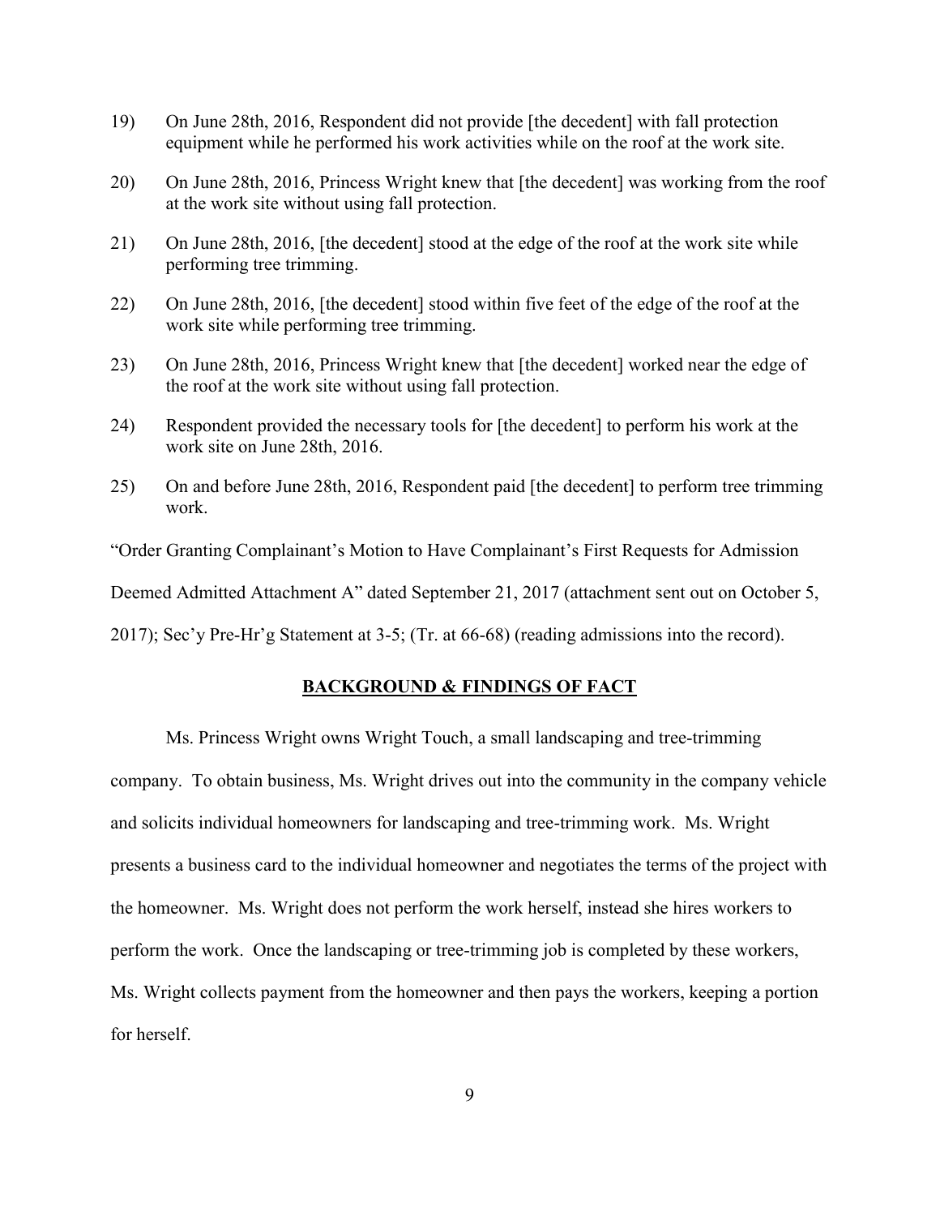19) On June 28th, 2016, Respondent did not provide [the decedent] with fall protection equipment while he performed his work activities while on the roof at the work site.

20) On June 28th, 2016, Princess Wright knew that [the decedent] was working from the roof at the work site without using fall protection.

21) On June 28th, 2016, [the decedent] stood at the edge of the roof at the work site while performing tree trimming.

22) On June 28th, 2016, [the decedent] stood within five feet of the edge of the roof at the work site while performing tree trimming.

23) On June 28th, 2016, Princess Wright knew that [the decedent] worked near the edge of the roof at the work site without using fall protection.

24) Respondent provided the necessary tools for [the decedent] to perform his work at the work site on June 28th, 2016.

25) On and before June 28th, 2016, Respondent paid [the decedent] to perform tree trimming work.

"Order Granting Complainant's Motion to Have Complainant's First Requests for Admission Deemed Admitted Attachment A" dated September 21, 2017 (attachment sent out on October 5, 2017); Sec'y Pre-Hr'g Statement at 3-5; (Tr. at 66-68) (reading admissions into the record).

## BACKGROUND & FINDINGS OF FACT

Ms. Princess Wright owns Wright Touch, a small landscaping and tree-trimming company. To obtain business, Ms. Wright drives out into the community in the company vehicle and solicits individual homeowners for landscaping and tree-trimming work. Ms. Wright presents a business card to the individual homeowner and negotiates the terms of the project with the homeowner. Ms. Wright does not perform the work herself, instead she hires workers to perform the work. Once the landscaping or tree-trimming job is completed by these workers, Ms. Wright collects payment from the homeowner and then pays the workers, keeping a portion for herself.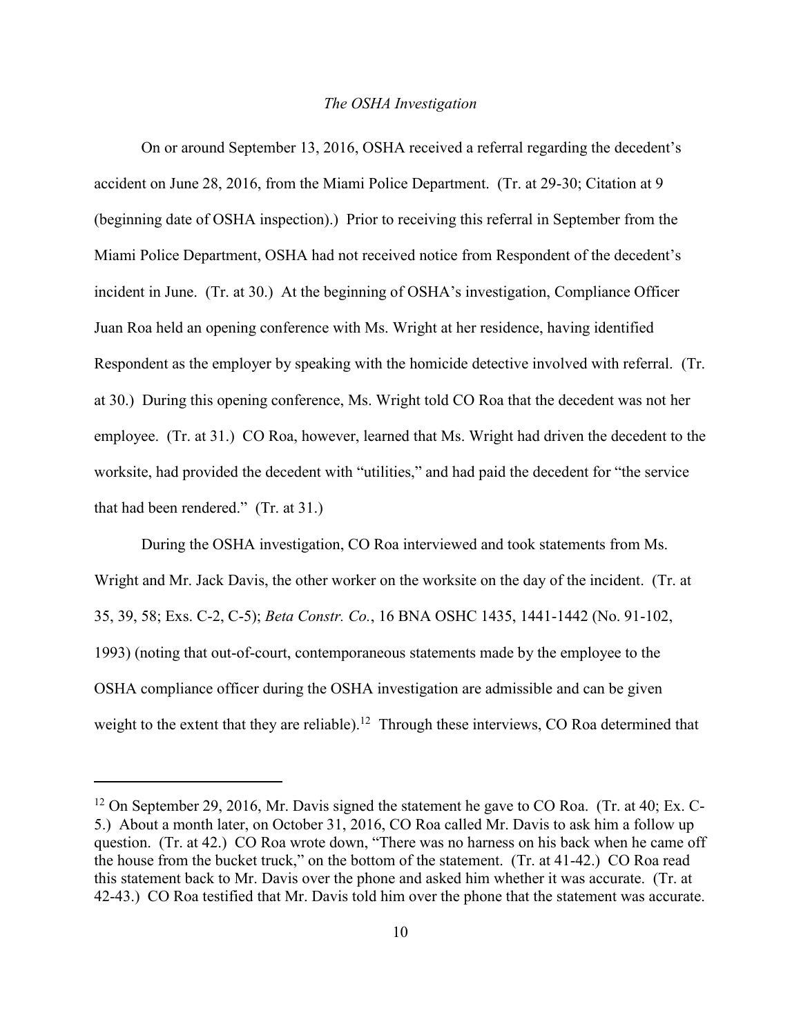*The OSHA Investigation*

On or around September 13, 2016, OSHA received a referral regarding the decedent's accident on June 28, 2016, from the Miami Police Department. (Tr. at 29-30; Citation at 9 (beginning date of OSHA inspection).) Prior to receiving this referral in September from the Miami Police Department, OSHA had not received notice from Respondent of the decedent's incident in June. (Tr. at 30.) At the beginning of OSHA's investigation, Compliance Officer Juan Roa held an opening conference with Ms. Wright at her residence, having identified Respondent as the employer by speaking with the homicide detective involved with referral. (Tr. at 30.) During this opening conference, Ms. Wright told CO Roa that the decedent was not her employee. (Tr. at 31.) CO Roa, however, learned that Ms. Wright had driven the decedent to the worksite, had provided the decedent with "utilities," and had paid the decedent for "the service that had been rendered." (Tr. at 31.)

During the OSHA investigation, CO Roa interviewed and took statements from Ms. Wright and Mr. Jack Davis, the other worker on the worksite on the day of the incident. (Tr. at 35, 39, 58; Exs. C-2, C-5); *Beta Constr. Co.*, 16 BNA OSHC 1435, 1441-1442 (No. 91-102, 1993) (noting that out-of-court, contemporaneous statements made by the employee to the OSHA compliance officer during the OSHA investigation are admissible and can be given weight to the extent that they are reliable).[12] Through these interviews, CO Roa determined that

[12] On September 29, 2016, Mr. Davis signed the statement he gave to CO Roa. (Tr. at 40; Ex. C-5.) About a month later, on October 31, 2016, CO Roa called Mr. Davis to ask him a follow up question. (Tr. at 42.) CO Roa wrote down, "There was no harness on his back when he came off the house from the bucket truck," on the bottom of the statement. (Tr. at 41-42.) CO Roa read this statement back to Mr. Davis over the phone and asked him whether it was accurate. (Tr. at 42-43.) CO Roa testified that Mr. Davis told him over the phone that the statement was accurate.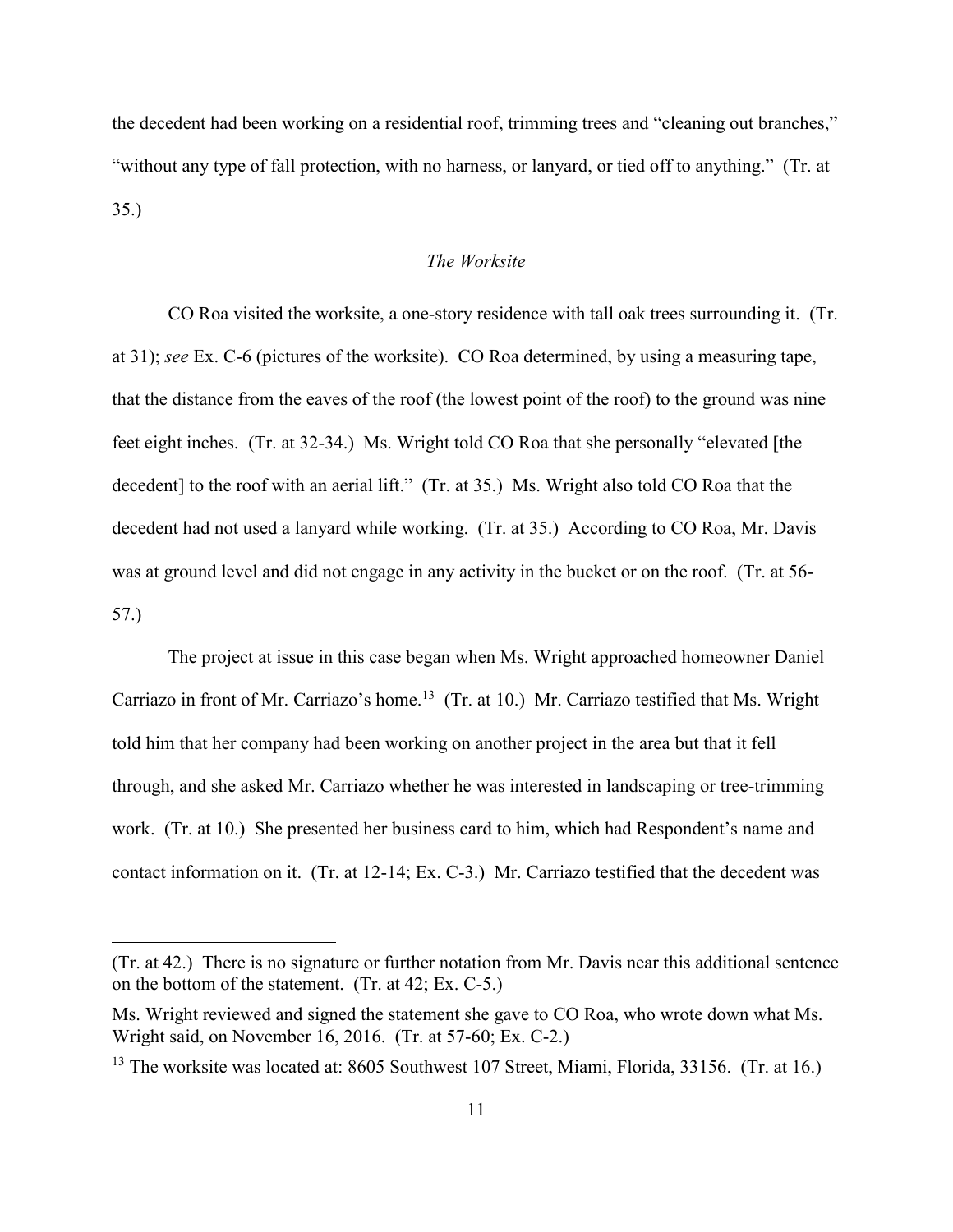the decedent had been working on a residential roof, trimming trees and "cleaning out branches," "without any type of fall protection, with no harness, or lanyard, or tied off to anything." (Tr. at 35.)

*The Worksite*

CO Roa visited the worksite, a one-story residence with tall oak trees surrounding it. (Tr. at 31); *see* Ex. C-6 (pictures of the worksite). CO Roa determined, by using a measuring tape, that the distance from the eaves of the roof (the lowest point of the roof) to the ground was nine feet eight inches. (Tr. at 32-34.) Ms. Wright told CO Roa that she personally "elevated [the decedent] to the roof with an aerial lift." (Tr. at 35.) Ms. Wright also told CO Roa that the decedent had not used a lanyard while working. (Tr. at 35.) According to CO Roa, Mr. Davis was at ground level and did not engage in any activity in the bucket or on the roof. (Tr. at 56-57.)

The project at issue in this case began when Ms. Wright approached homeowner Daniel Carriazo in front of Mr. Carriazo's home.[13] (Tr. at 10.) Mr. Carriazo testified that Ms. Wright told him that her company had been working on another project in the area but that it fell through, and she asked Mr. Carriazo whether he was interested in landscaping or tree-trimming work. (Tr. at 10.) She presented her business card to him, which had Respondent's name and contact information on it. (Tr. at 12-14; Ex. C-3.) Mr. Carriazo testified that the decedent was

---

(Tr. at 42.) There is no signature or further notation from Mr. Davis near this additional sentence on the bottom of the statement. (Tr. at 42; Ex. C-5.)

Ms. Wright reviewed and signed the statement she gave to CO Roa, who wrote down what Ms. Wright said, on November 16, 2016. (Tr. at 57-60; Ex. C-2.)

[13] The worksite was located at: 8605 Southwest 107 Street, Miami, Florida, 33156. (Tr. at 16.)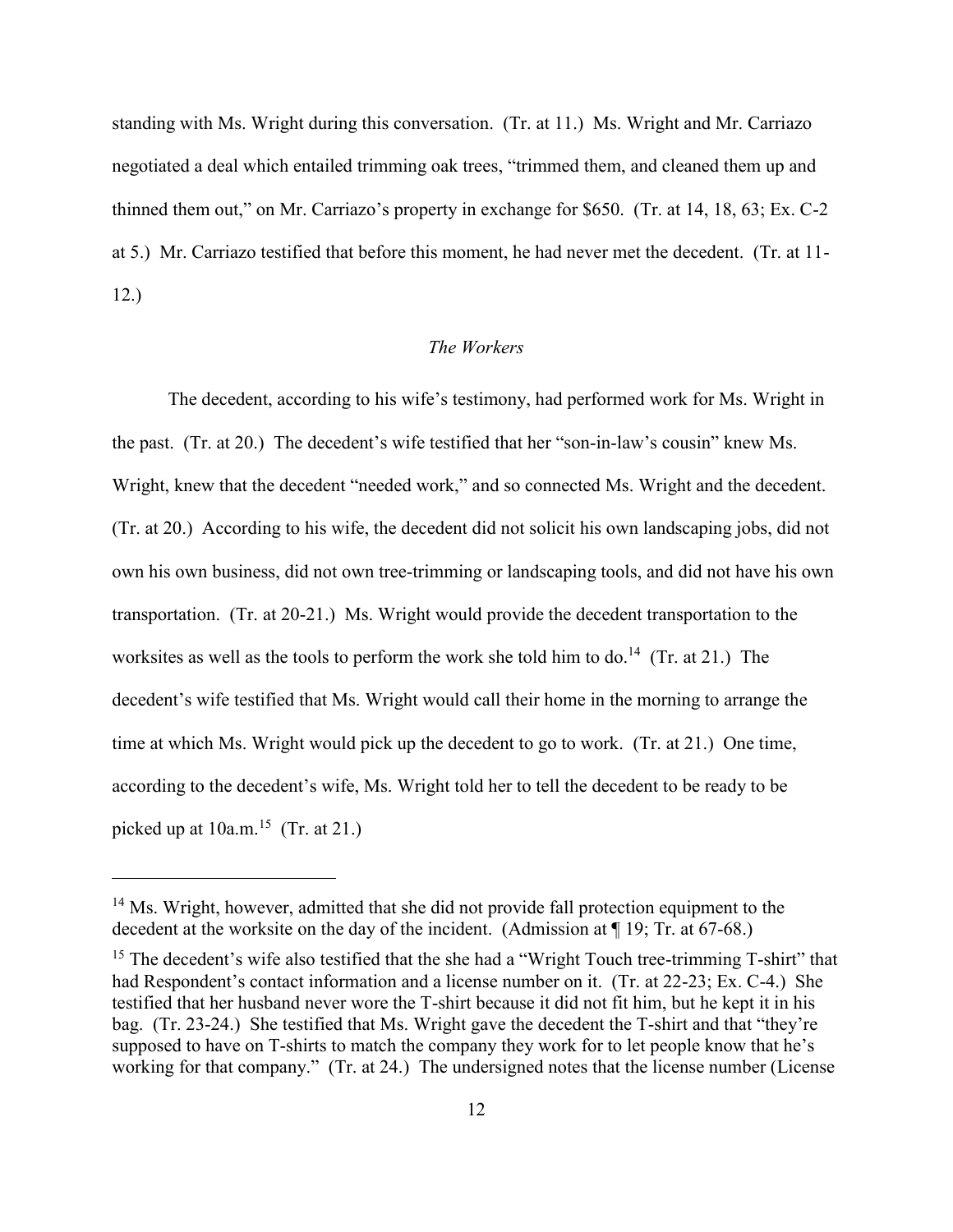standing with Ms. Wright during this conversation. (Tr. at 11.) Ms. Wright and Mr. Carriazo negotiated a deal which entailed trimming oak trees, "trimmed them, and cleaned them up and thinned them out," on Mr. Carriazo's property in exchange for $650. (Tr. at 14, 18, 63; Ex. C-2 at 5.) Mr. Carriazo testified that before this moment, he had never met the decedent. (Tr. at 11-12.)

*The Workers*

The decedent, according to his wife's testimony, had performed work for Ms. Wright in the past. (Tr. at 20.) The decedent's wife testified that her "son-in-law's cousin" knew Ms. Wright, knew that the decedent "needed work," and so connected Ms. Wright and the decedent. (Tr. at 20.) According to his wife, the decedent did not solicit his own landscaping jobs, did not own his own business, did not own tree-trimming or landscaping tools, and did not have his own transportation. (Tr. at 20-21.) Ms. Wright would provide the decedent transportation to the worksites as well as the tools to perform the work she told him to do.[14] (Tr. at 21.) The decedent's wife testified that Ms. Wright would call their home in the morning to arrange the time at which Ms. Wright would pick up the decedent to go to work. (Tr. at 21.) One time, according to the decedent's wife, Ms. Wright told her to tell the decedent to be ready to be picked up at 10a.m.[15] (Tr. at 21.)

---

[14] Ms. Wright, however, admitted that she did not provide fall protection equipment to the decedent at the worksite on the day of the incident. (Admission at ¶ 19; Tr. at 67-68.)

[15] The decedent's wife also testified that the she had a "Wright Touch tree-trimming T-shirt" that had Respondent's contact information and a license number on it. (Tr. at 22-23; Ex. C-4.) She testified that her husband never wore the T-shirt because it did not fit him, but he kept it in his bag. (Tr. 23-24.) She testified that Ms. Wright gave the decedent the T-shirt and that "they're supposed to have on T-shirts to match the company they work for to let people know that he's working for that company." (Tr. at 24.) The undersigned notes that the license number (License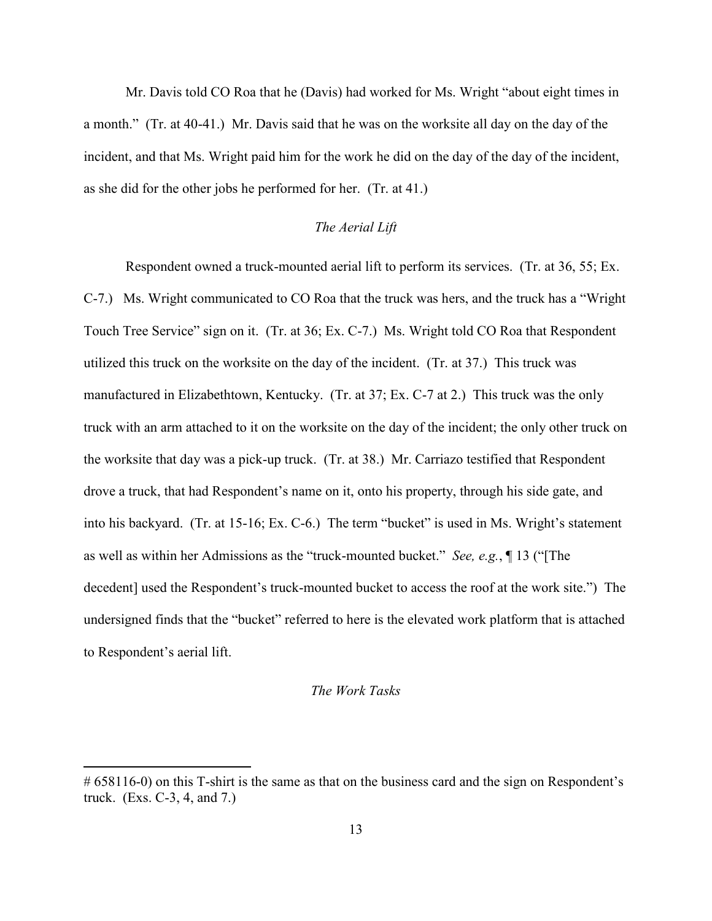Mr. Davis told CO Roa that he (Davis) had worked for Ms. Wright "about eight times in a month." (Tr. at 40-41.) Mr. Davis said that he was on the worksite all day on the day of the incident, and that Ms. Wright paid him for the work he did on the day of the day of the incident, as she did for the other jobs he performed for her. (Tr. at 41.)

*The Aerial Lift*

Respondent owned a truck-mounted aerial lift to perform its services. (Tr. at 36, 55; Ex. C-7.) Ms. Wright communicated to CO Roa that the truck was hers, and the truck has a "Wright Touch Tree Service" sign on it. (Tr. at 36; Ex. C-7.) Ms. Wright told CO Roa that Respondent utilized this truck on the worksite on the day of the incident. (Tr. at 37.) This truck was manufactured in Elizabethtown, Kentucky. (Tr. at 37; Ex. C-7 at 2.) This truck was the only truck with an arm attached to it on the worksite on the day of the incident; the only other truck on the worksite that day was a pick-up truck. (Tr. at 38.) Mr. Carriazo testified that Respondent drove a truck, that had Respondent's name on it, onto his property, through his side gate, and into his backyard. (Tr. at 15-16; Ex. C-6.) The term "bucket" is used in Ms. Wright's statement as well as within her Admissions as the "truck-mounted bucket." *See, e.g.*, ¶ 13 ("[The decedent] used the Respondent's truck-mounted bucket to access the roof at the work site.") The undersigned finds that the "bucket" referred to here is the elevated work platform that is attached to Respondent's aerial lift.

*The Work Tasks*

---

# 658116-0) on this T-shirt is the same as that on the business card and the sign on Respondent's truck. (Exs. C-3, 4, and 7.)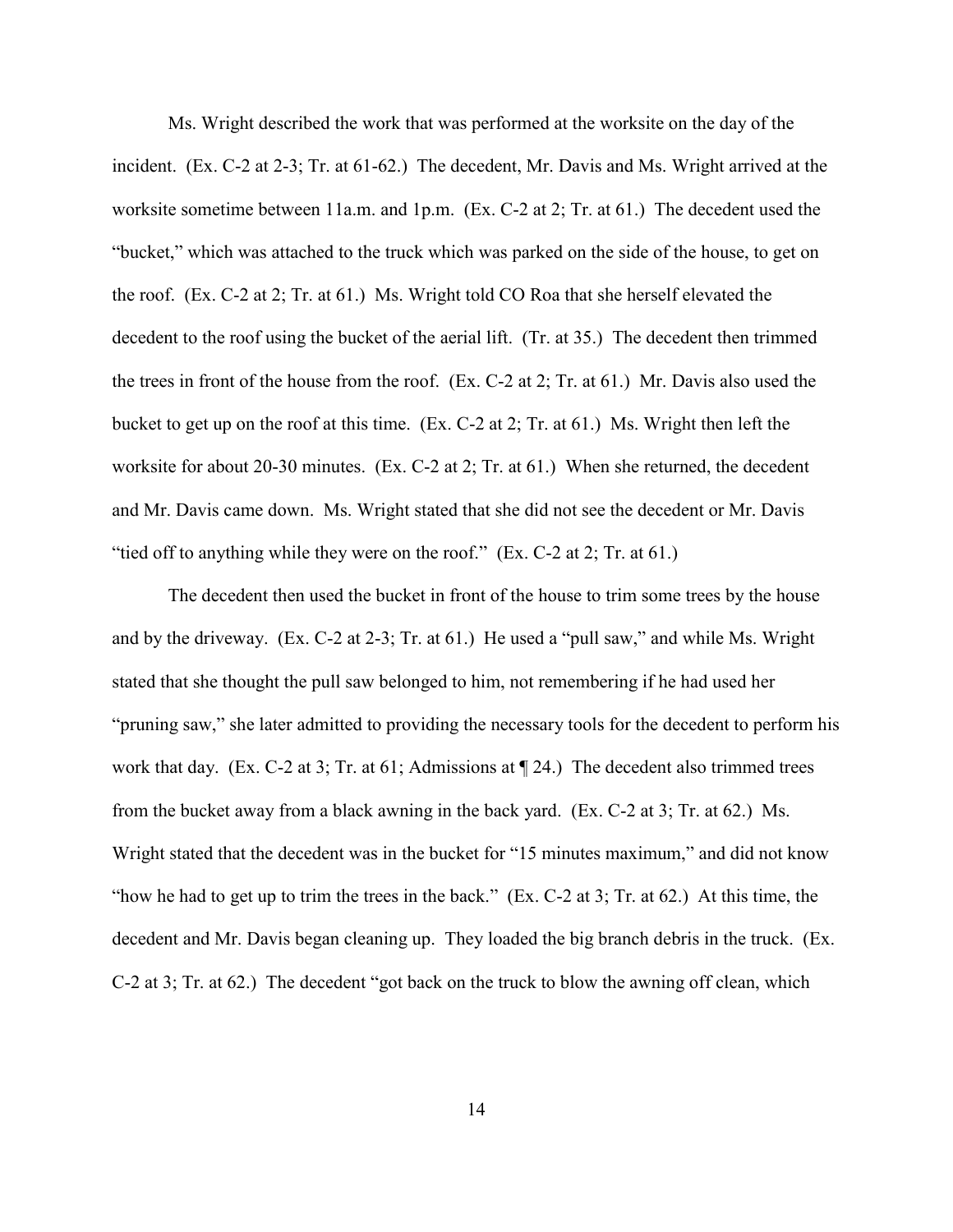Ms. Wright described the work that was performed at the worksite on the day of the incident. (Ex. C-2 at 2-3; Tr. at 61-62.) The decedent, Mr. Davis and Ms. Wright arrived at the worksite sometime between 11a.m. and 1p.m. (Ex. C-2 at 2; Tr. at 61.) The decedent used the "bucket," which was attached to the truck which was parked on the side of the house, to get on the roof. (Ex. C-2 at 2; Tr. at 61.) Ms. Wright told CO Roa that she herself elevated the decedent to the roof using the bucket of the aerial lift. (Tr. at 35.) The decedent then trimmed the trees in front of the house from the roof. (Ex. C-2 at 2; Tr. at 61.) Mr. Davis also used the bucket to get up on the roof at this time. (Ex. C-2 at 2; Tr. at 61.) Ms. Wright then left the worksite for about 20-30 minutes. (Ex. C-2 at 2; Tr. at 61.) When she returned, the decedent and Mr. Davis came down. Ms. Wright stated that she did not see the decedent or Mr. Davis "tied off to anything while they were on the roof." (Ex. C-2 at 2; Tr. at 61.)

The decedent then used the bucket in front of the house to trim some trees by the house and by the driveway. (Ex. C-2 at 2-3; Tr. at 61.) He used a "pull saw," and while Ms. Wright stated that she thought the pull saw belonged to him, not remembering if he had used her "pruning saw," she later admitted to providing the necessary tools for the decedent to perform his work that day. (Ex. C-2 at 3; Tr. at 61; Admissions at ¶ 24.) The decedent also trimmed trees from the bucket away from a black awning in the back yard. (Ex. C-2 at 3; Tr. at 62.) Ms. Wright stated that the decedent was in the bucket for "15 minutes maximum," and did not know "how he had to get up to trim the trees in the back." (Ex. C-2 at 3; Tr. at 62.) At this time, the decedent and Mr. Davis began cleaning up. They loaded the big branch debris in the truck. (Ex. C-2 at 3; Tr. at 62.) The decedent "got back on the truck to blow the awning off clean, which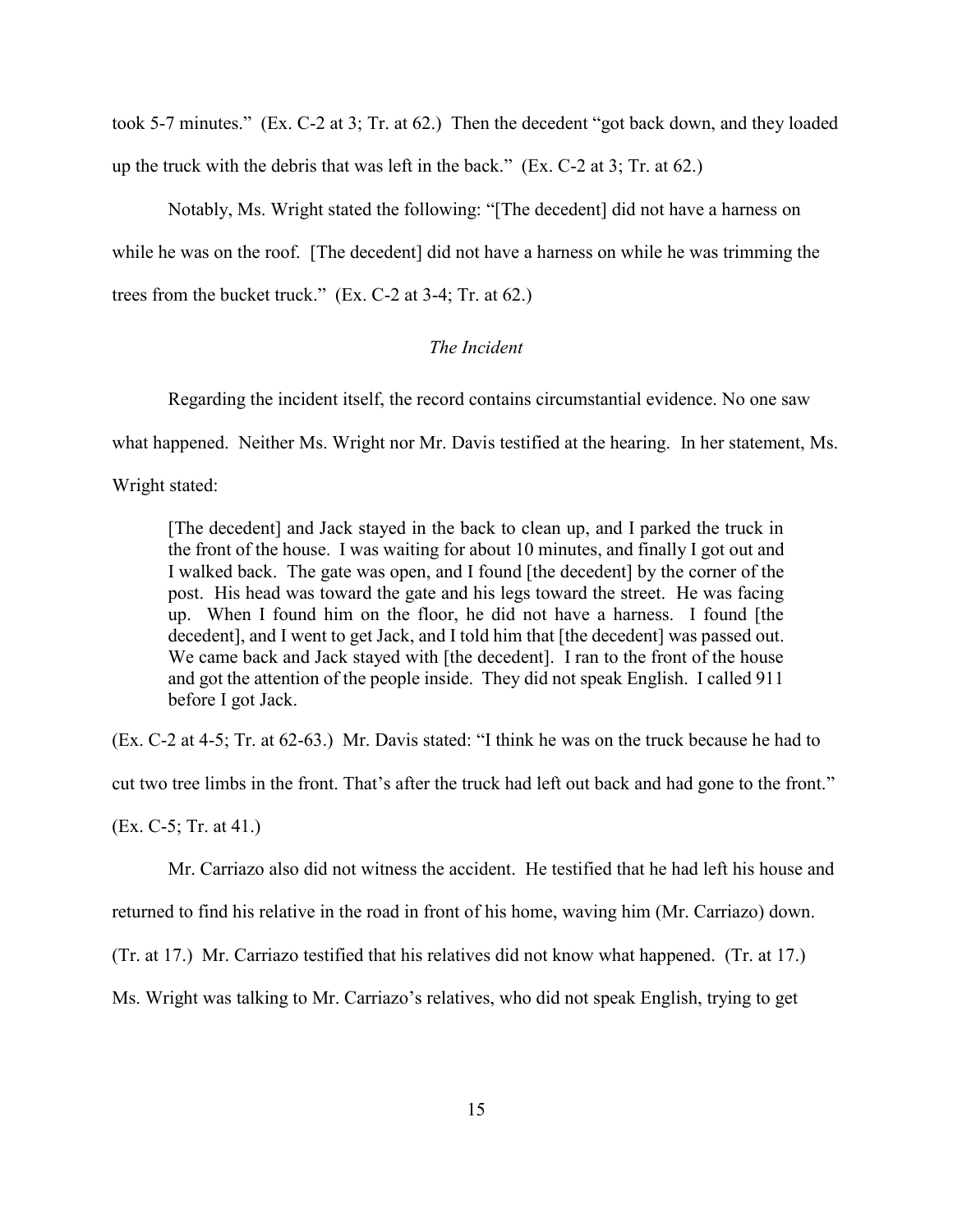took 5-7 minutes." (Ex. C-2 at 3; Tr. at 62.) Then the decedent "got back down, and they loaded up the truck with the debris that was left in the back." (Ex. C-2 at 3; Tr. at 62.)

Notably, Ms. Wright stated the following: "[The decedent] did not have a harness on while he was on the roof. [The decedent] did not have a harness on while he was trimming the trees from the bucket truck." (Ex. C-2 at 3-4; Tr. at 62.)

*The Incident*

Regarding the incident itself, the record contains circumstantial evidence. No one saw what happened. Neither Ms. Wright nor Mr. Davis testified at the hearing. In her statement, Ms. Wright stated:

> [The decedent] and Jack stayed in the back to clean up, and I parked the truck in the front of the house. I was waiting for about 10 minutes, and finally I got out and I walked back. The gate was open, and I found [the decedent] by the corner of the post. His head was toward the gate and his legs toward the street. He was facing up. When I found him on the floor, he did not have a harness. I found [the decedent], and I went to get Jack, and I told him that [the decedent] was passed out. We came back and Jack stayed with [the decedent]. I ran to the front of the house and got the attention of the people inside. They did not speak English. I called 911 before I got Jack.

(Ex. C-2 at 4-5; Tr. at 62-63.) Mr. Davis stated: "I think he was on the truck because he had to cut two tree limbs in the front. That's after the truck had left out back and had gone to the front." (Ex. C-5; Tr. at 41.)

Mr. Carriazo also did not witness the accident. He testified that he had left his house and returned to find his relative in the road in front of his home, waving him (Mr. Carriazo) down. (Tr. at 17.) Mr. Carriazo testified that his relatives did not know what happened. (Tr. at 17.) Ms. Wright was talking to Mr. Carriazo's relatives, who did not speak English, trying to get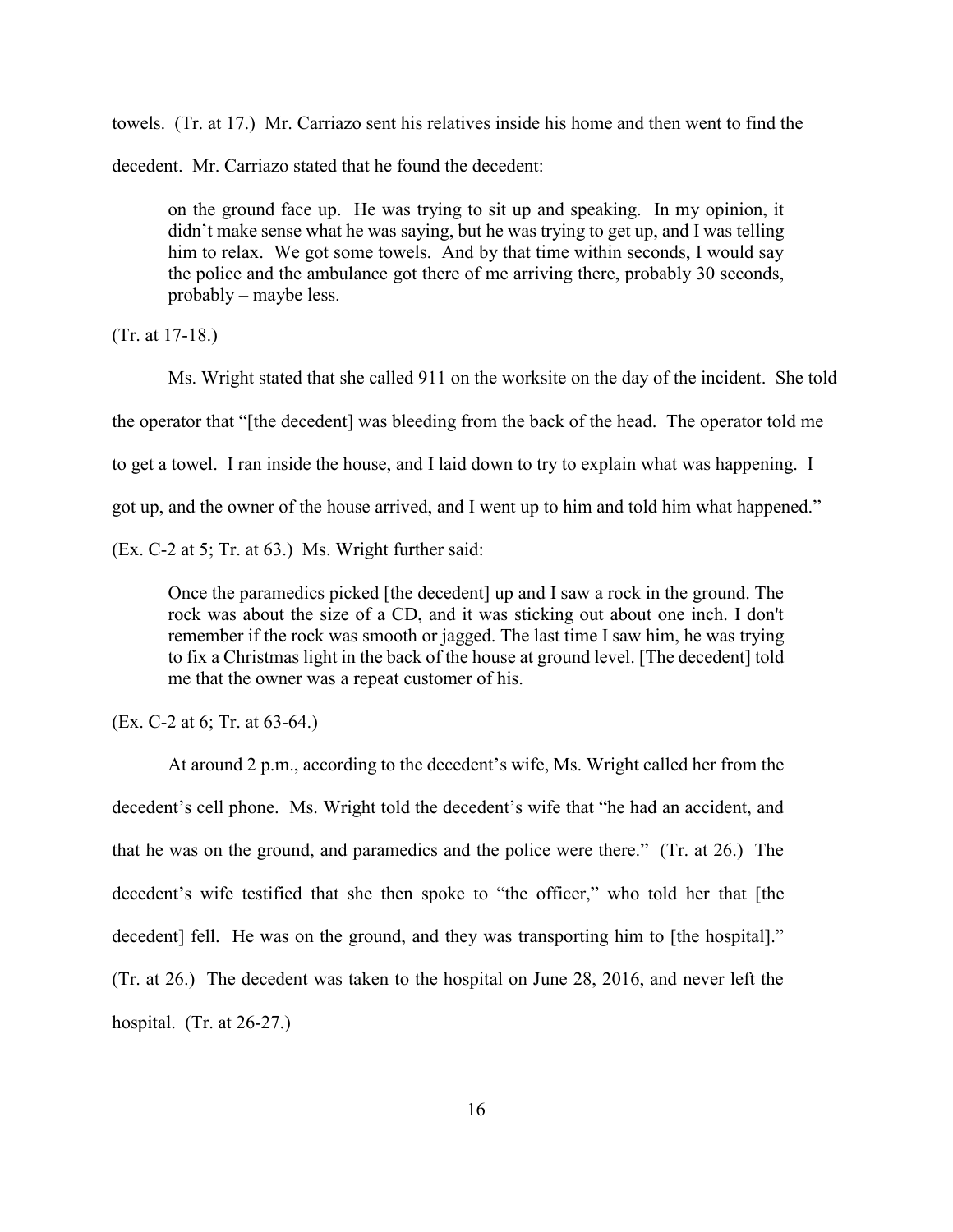towels. (Tr. at 17.) Mr. Carriazo sent his relatives inside his home and then went to find the decedent. Mr. Carriazo stated that he found the decedent:

> on the ground face up. He was trying to sit up and speaking. In my opinion, it didn't make sense what he was saying, but he was trying to get up, and I was telling him to relax. We got some towels. And by that time within seconds, I would say the police and the ambulance got there of me arriving there, probably 30 seconds, probably – maybe less.

(Tr. at 17-18.)

Ms. Wright stated that she called 911 on the worksite on the day of the incident. She told the operator that "[the decedent] was bleeding from the back of the head. The operator told me to get a towel. I ran inside the house, and I laid down to try to explain what was happening. I got up, and the owner of the house arrived, and I went up to him and told him what happened." (Ex. C-2 at 5; Tr. at 63.) Ms. Wright further said:

> Once the paramedics picked [the decedent] up and I saw a rock in the ground. The rock was about the size of a CD, and it was sticking out about one inch. I don't remember if the rock was smooth or jagged. The last time I saw him, he was trying to fix a Christmas light in the back of the house at ground level. [The decedent] told me that the owner was a repeat customer of his.

(Ex. C-2 at 6; Tr. at 63-64.)

At around 2 p.m., according to the decedent's wife, Ms. Wright called her from the decedent's cell phone. Ms. Wright told the decedent's wife that "he had an accident, and that he was on the ground, and paramedics and the police were there." (Tr. at 26.) The decedent's wife testified that she then spoke to "the officer," who told her that [the decedent] fell. He was on the ground, and they was transporting him to [the hospital]." (Tr. at 26.) The decedent was taken to the hospital on June 28, 2016, and never left the hospital. (Tr. at 26-27.)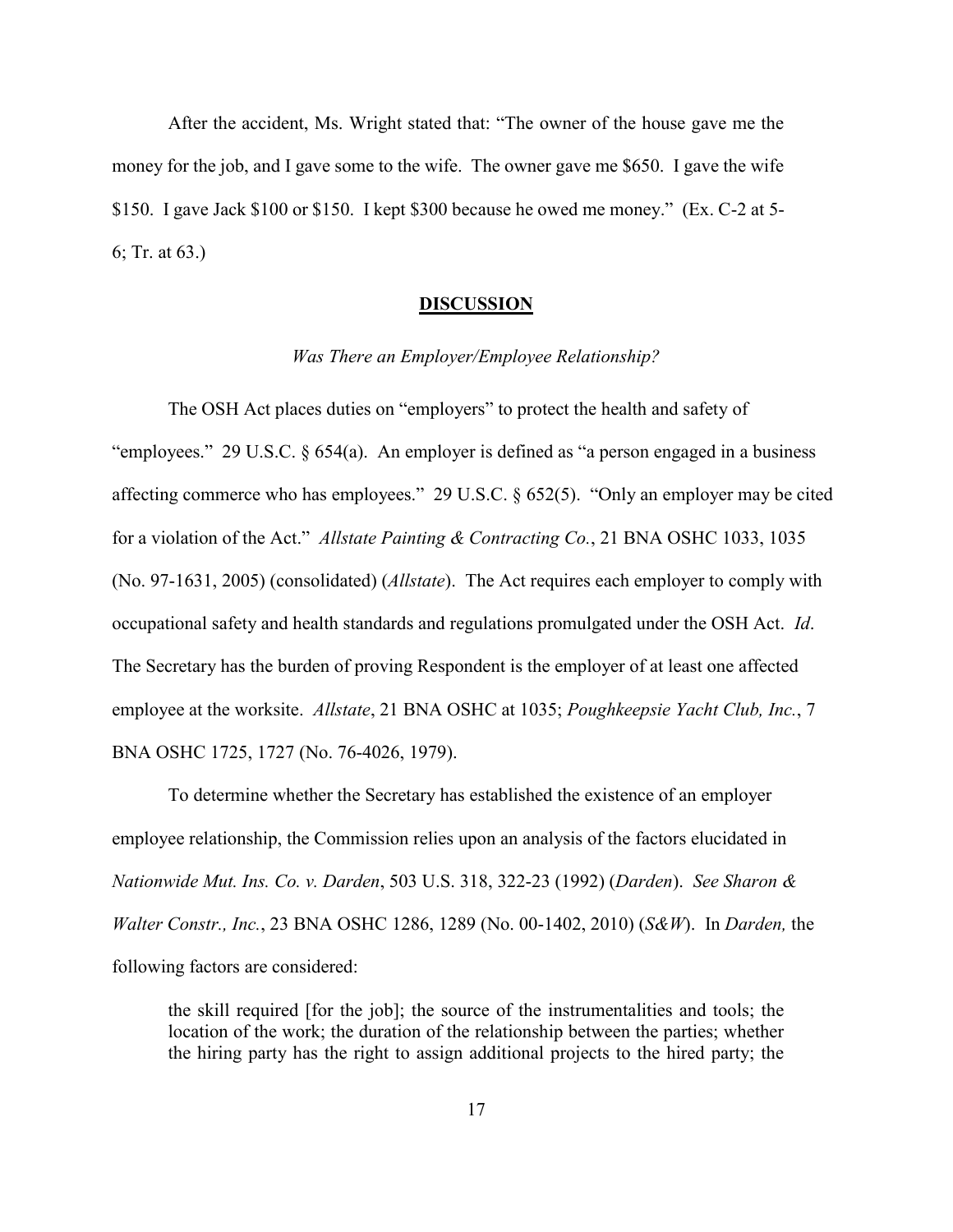After the accident, Ms. Wright stated that: "The owner of the house gave me the money for the job, and I gave some to the wife. The owner gave me $650. I gave the wife $150. I gave Jack $100 or $150. I kept $300 because he owed me money." (Ex. C-2 at 5-6; Tr. at 63.)

## DISCUSSION

### *Was There an Employer/Employee Relationship?*

The OSH Act places duties on "employers" to protect the health and safety of "employees." 29 U.S.C. § 654(a). An employer is defined as "a person engaged in a business affecting commerce who has employees." 29 U.S.C. § 652(5). "Only an employer may be cited for a violation of the Act." *Allstate Painting & Contracting Co.*, 21 BNA OSHC 1033, 1035 (No. 97-1631, 2005) (consolidated) (*Allstate*). The Act requires each employer to comply with occupational safety and health standards and regulations promulgated under the OSH Act. *Id*. The Secretary has the burden of proving Respondent is the employer of at least one affected employee at the worksite. *Allstate*, 21 BNA OSHC at 1035; *Poughkeepsie Yacht Club, Inc.*, 7 BNA OSHC 1725, 1727 (No. 76-4026, 1979).

To determine whether the Secretary has established the existence of an employer employee relationship, the Commission relies upon an analysis of the factors elucidated in *Nationwide Mut. Ins. Co. v. Darden*, 503 U.S. 318, 322-23 (1992) (*Darden*). *See Sharon & Walter Constr., Inc.*, 23 BNA OSHC 1286, 1289 (No. 00-1402, 2010) (*S&W*). In *Darden,* the following factors are considered:

> the skill required [for the job]; the source of the instrumentalities and tools; the location of the work; the duration of the relationship between the parties; whether the hiring party has the right to assign additional projects to the hired party; the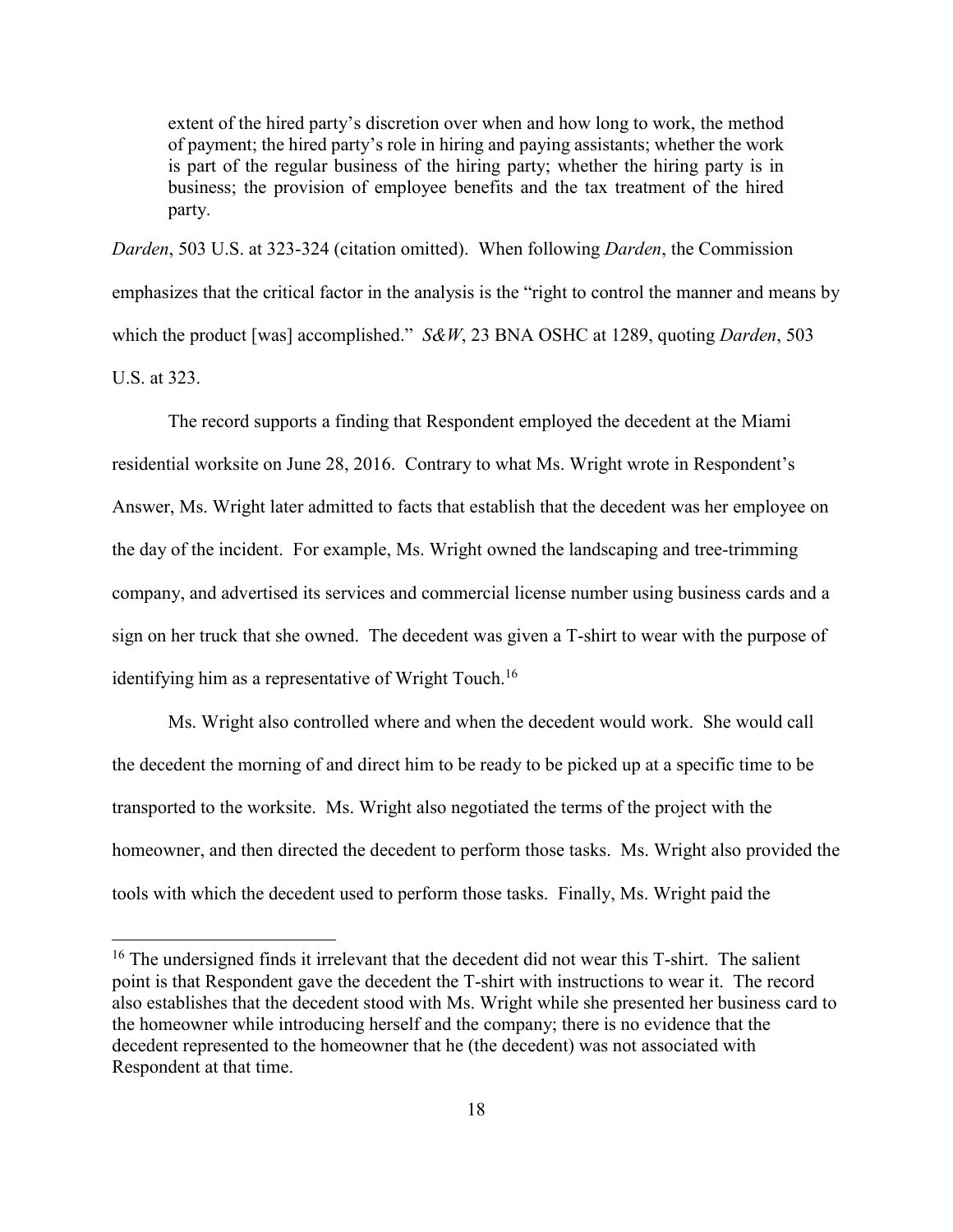> extent of the hired party's discretion over when and how long to work, the method of payment; the hired party's role in hiring and paying assistants; whether the work is part of the regular business of the hiring party; whether the hiring party is in business; the provision of employee benefits and the tax treatment of the hired party.

*Darden*, 503 U.S. at 323-324 (citation omitted). When following *Darden*, the Commission emphasizes that the critical factor in the analysis is the "right to control the manner and means by which the product [was] accomplished." *S&W*, 23 BNA OSHC at 1289, quoting *Darden*, 503 U.S. at 323.

The record supports a finding that Respondent employed the decedent at the Miami residential worksite on June 28, 2016. Contrary to what Ms. Wright wrote in Respondent's Answer, Ms. Wright later admitted to facts that establish that the decedent was her employee on the day of the incident. For example, Ms. Wright owned the landscaping and tree-trimming company, and advertised its services and commercial license number using business cards and a sign on her truck that she owned. The decedent was given a T-shirt to wear with the purpose of identifying him as a representative of Wright Touch.[16]

Ms. Wright also controlled where and when the decedent would work. She would call the decedent the morning of and direct him to be ready to be picked up at a specific time to be transported to the worksite. Ms. Wright also negotiated the terms of the project with the homeowner, and then directed the decedent to perform those tasks. Ms. Wright also provided the tools with which the decedent used to perform those tasks. Finally, Ms. Wright paid the

---

[16] The undersigned finds it irrelevant that the decedent did not wear this T-shirt. The salient point is that Respondent gave the decedent the T-shirt with instructions to wear it. The record also establishes that the decedent stood with Ms. Wright while she presented her business card to the homeowner while introducing herself and the company; there is no evidence that the decedent represented to the homeowner that he (the decedent) was not associated with Respondent at that time.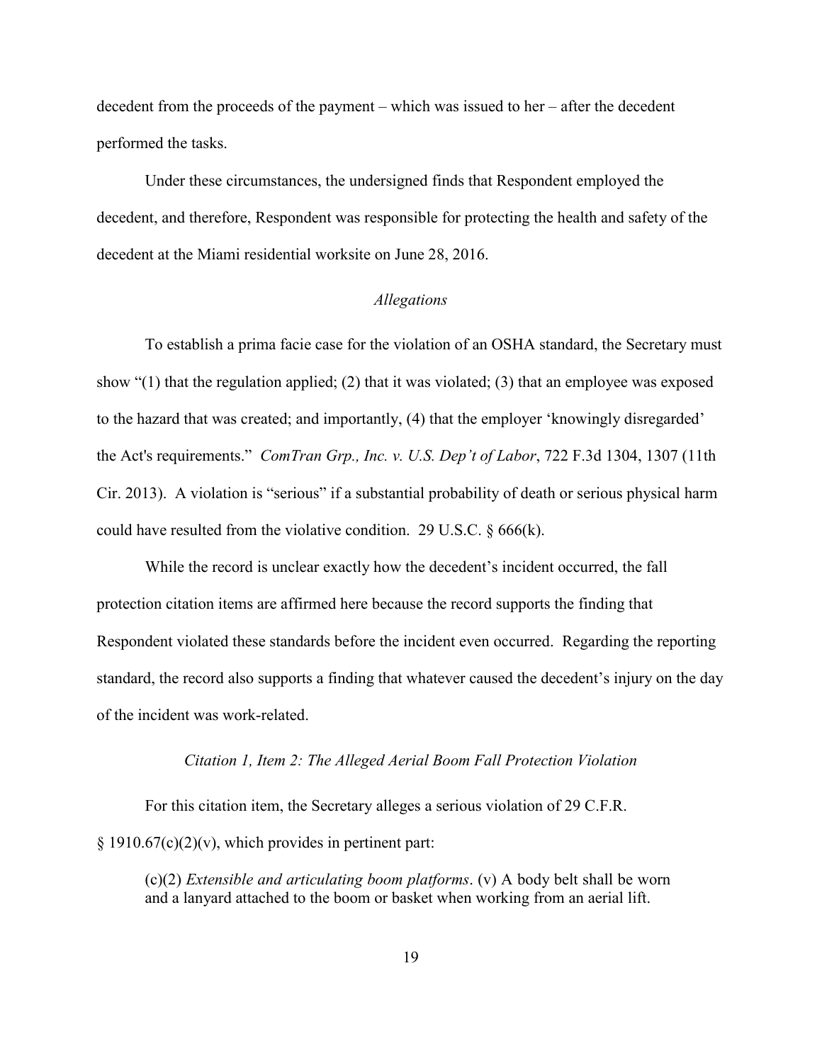decedent from the proceeds of the payment – which was issued to her – after the decedent performed the tasks.

Under these circumstances, the undersigned finds that Respondent employed the decedent, and therefore, Respondent was responsible for protecting the health and safety of the decedent at the Miami residential worksite on June 28, 2016.

*Allegations*

To establish a prima facie case for the violation of an OSHA standard, the Secretary must show "(1) that the regulation applied; (2) that it was violated; (3) that an employee was exposed to the hazard that was created; and importantly, (4) that the employer 'knowingly disregarded' the Act's requirements." *ComTran Grp., Inc. v. U.S. Dep't of Labor*, 722 F.3d 1304, 1307 (11th Cir. 2013). A violation is "serious" if a substantial probability of death or serious physical harm could have resulted from the violative condition. 29 U.S.C. § 666(k).

While the record is unclear exactly how the decedent's incident occurred, the fall protection citation items are affirmed here because the record supports the finding that Respondent violated these standards before the incident even occurred. Regarding the reporting standard, the record also supports a finding that whatever caused the decedent's injury on the day of the incident was work-related.

*Citation 1, Item 2: The Alleged Aerial Boom Fall Protection Violation*

For this citation item, the Secretary alleges a serious violation of 29 C.F.R. § 1910.67(c)(2)(v), which provides in pertinent part:

> (c)(2) *Extensible and articulating boom platforms*. (v) A body belt shall be worn and a lanyard attached to the boom or basket when working from an aerial lift.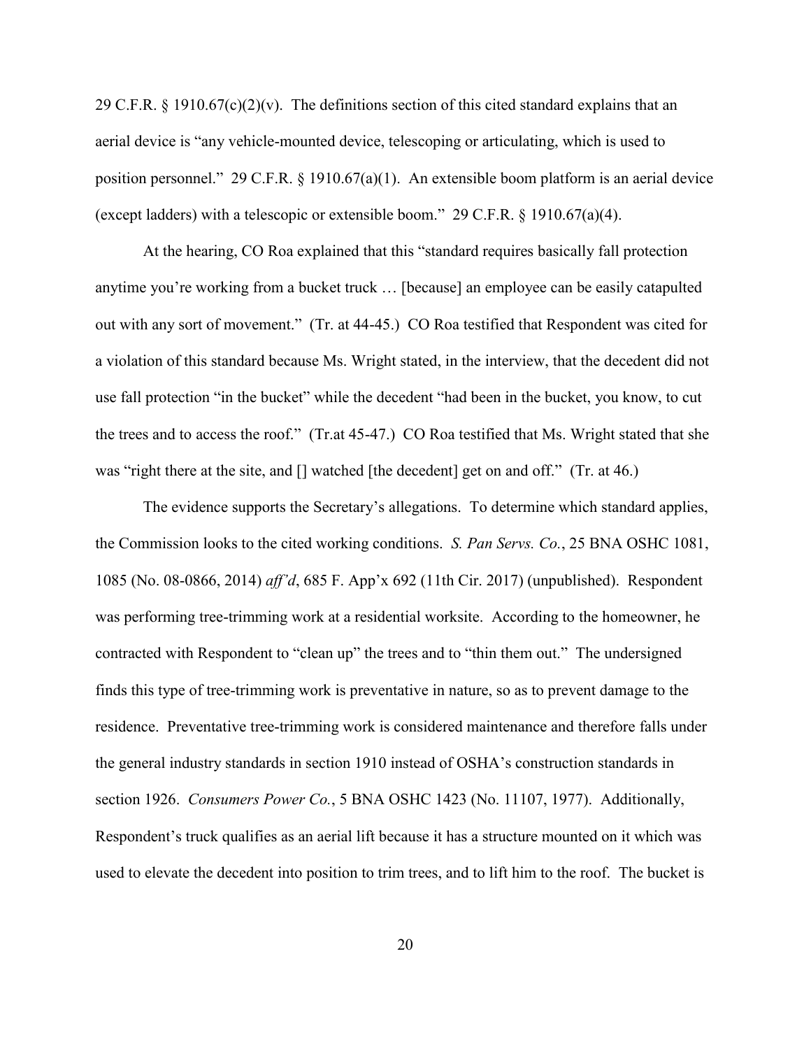29 C.F.R. § 1910.67(c)(2)(v). The definitions section of this cited standard explains that an aerial device is "any vehicle-mounted device, telescoping or articulating, which is used to position personnel." 29 C.F.R. § 1910.67(a)(1). An extensible boom platform is an aerial device (except ladders) with a telescopic or extensible boom." 29 C.F.R. § 1910.67(a)(4).

At the hearing, CO Roa explained that this "standard requires basically fall protection anytime you're working from a bucket truck … [because] an employee can be easily catapulted out with any sort of movement." (Tr. at 44-45.) CO Roa testified that Respondent was cited for a violation of this standard because Ms. Wright stated, in the interview, that the decedent did not use fall protection "in the bucket" while the decedent "had been in the bucket, you know, to cut the trees and to access the roof." (Tr.at 45-47.) CO Roa testified that Ms. Wright stated that she was "right there at the site, and [] watched [the decedent] get on and off." (Tr. at 46.)

The evidence supports the Secretary's allegations. To determine which standard applies, the Commission looks to the cited working conditions. *S. Pan Servs. Co.*, 25 BNA OSHC 1081, 1085 (No. 08-0866, 2014) *aff'd*, 685 F. App'x 692 (11th Cir. 2017) (unpublished). Respondent was performing tree-trimming work at a residential worksite. According to the homeowner, he contracted with Respondent to "clean up" the trees and to "thin them out." The undersigned finds this type of tree-trimming work is preventative in nature, so as to prevent damage to the residence. Preventative tree-trimming work is considered maintenance and therefore falls under the general industry standards in section 1910 instead of OSHA's construction standards in section 1926. *Consumers Power Co.*, 5 BNA OSHC 1423 (No. 11107, 1977). Additionally, Respondent's truck qualifies as an aerial lift because it has a structure mounted on it which was used to elevate the decedent into position to trim trees, and to lift him to the roof. The bucket is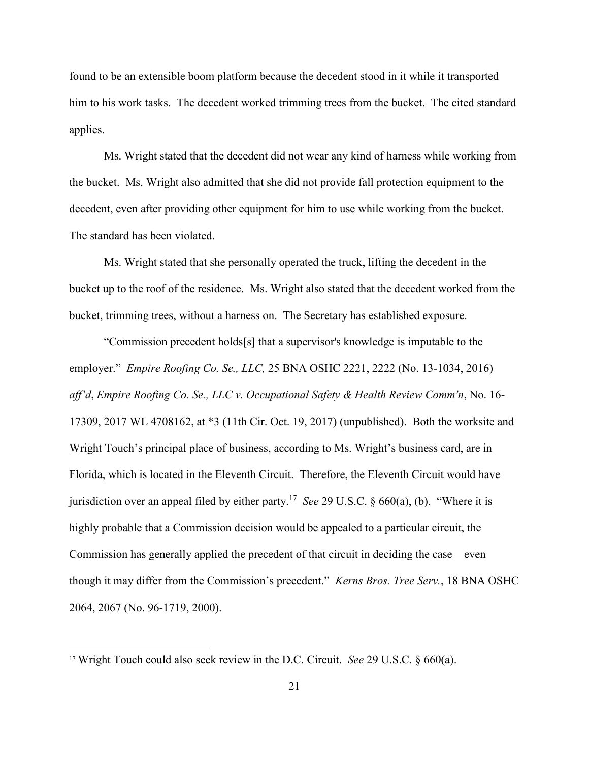found to be an extensible boom platform because the decedent stood in it while it transported him to his work tasks. The decedent worked trimming trees from the bucket. The cited standard applies.

Ms. Wright stated that the decedent did not wear any kind of harness while working from the bucket. Ms. Wright also admitted that she did not provide fall protection equipment to the decedent, even after providing other equipment for him to use while working from the bucket. The standard has been violated.

Ms. Wright stated that she personally operated the truck, lifting the decedent in the bucket up to the roof of the residence. Ms. Wright also stated that the decedent worked from the bucket, trimming trees, without a harness on. The Secretary has established exposure.

"Commission precedent holds[s] that a supervisor's knowledge is imputable to the employer." *Empire Roofing Co. Se., LLC,* 25 BNA OSHC 2221, 2222 (No. 13-1034, 2016) *aff'd*, *Empire Roofing Co. Se., LLC v. Occupational Safety & Health Review Comm'n*, No. 16-17309, 2017 WL 4708162, at *3 (11th Cir. Oct. 19, 2017) (unpublished). Both the worksite and Wright Touch's principal place of business, according to Ms. Wright's business card, are in Florida, which is located in the Eleventh Circuit. Therefore, the Eleventh Circuit would have jurisdiction over an appeal filed by either party.[17] *See* 29 U.S.C. § 660(a), (b). "Where it is highly probable that a Commission decision would be appealed to a particular circuit, the Commission has generally applied the precedent of that circuit in deciding the case—even though it may differ from the Commission's precedent." *Kerns Bros. Tree Serv.*, 18 BNA OSHC 2064, 2067 (No. 96-1719, 2000).

---

[17] Wright Touch could also seek review in the D.C. Circuit. *See* 29 U.S.C. § 660(a).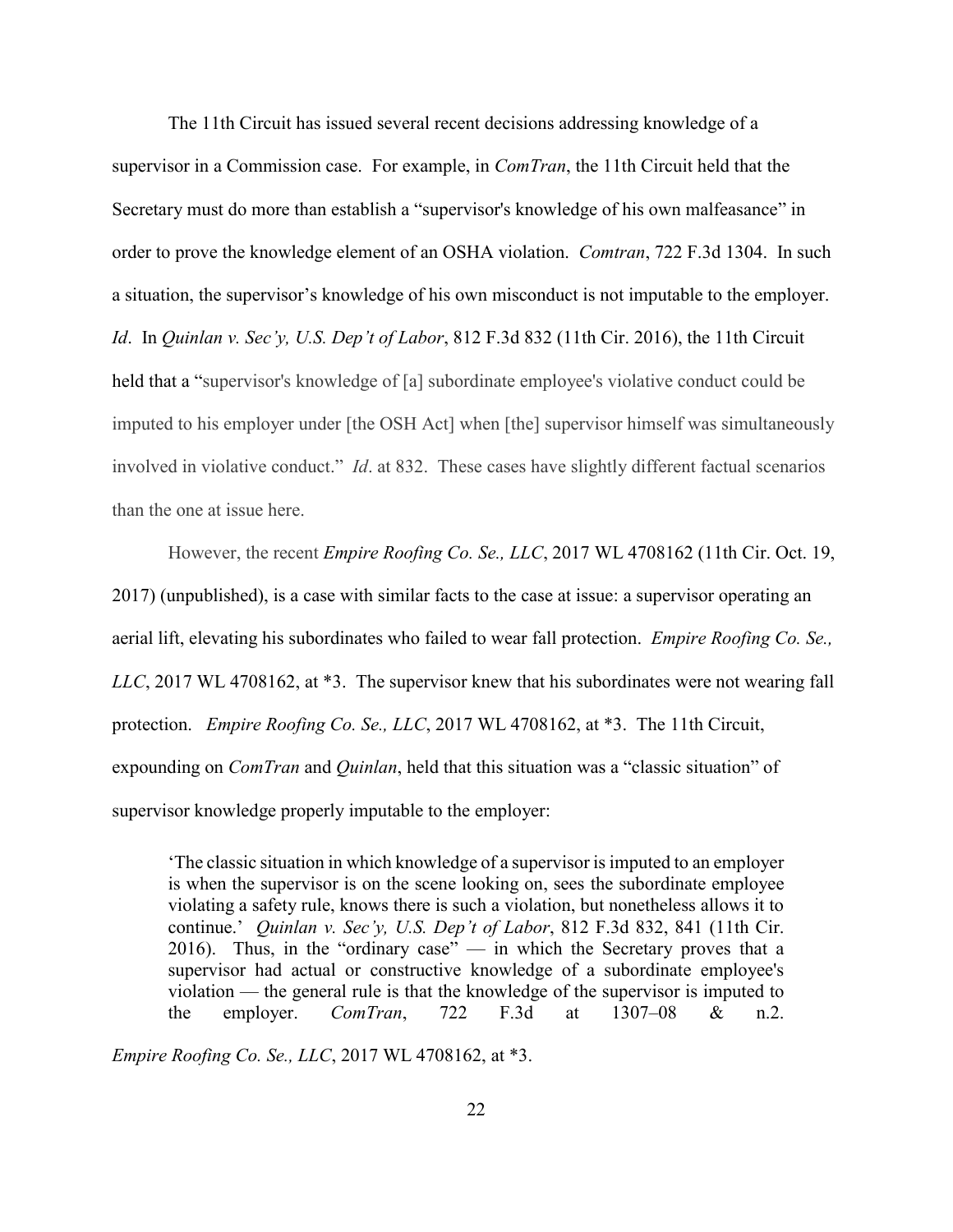The 11th Circuit has issued several recent decisions addressing knowledge of a supervisor in a Commission case. For example, in *ComTran*, the 11th Circuit held that the Secretary must do more than establish a "supervisor's knowledge of his own malfeasance" in order to prove the knowledge element of an OSHA violation. *Comtran*, 722 F.3d 1304. In such a situation, the supervisor's knowledge of his own misconduct is not imputable to the employer. *Id*. In *Quinlan v. Sec'y, U.S. Dep't of Labor*, 812 F.3d 832 (11th Cir. 2016), the 11th Circuit held that a "supervisor's knowledge of [a] subordinate employee's violative conduct could be imputed to his employer under [the OSH Act] when [the] supervisor himself was simultaneously involved in violative conduct." *Id*. at 832. These cases have slightly different factual scenarios than the one at issue here.

However, the recent *Empire Roofing Co. Se., LLC*, 2017 WL 4708162 (11th Cir. Oct. 19, 2017) (unpublished), is a case with similar facts to the case at issue: a supervisor operating an aerial lift, elevating his subordinates who failed to wear fall protection. *Empire Roofing Co. Se., LLC*, 2017 WL 4708162, at *3. The supervisor knew that his subordinates were not wearing fall protection. *Empire Roofing Co. Se., LLC*, 2017 WL 4708162, at *3. The 11th Circuit, expounding on *ComTran* and *Quinlan*, held that this situation was a "classic situation" of supervisor knowledge properly imputable to the employer:

> 'The classic situation in which knowledge of a supervisor is imputed to an employer is when the supervisor is on the scene looking on, sees the subordinate employee violating a safety rule, knows there is such a violation, but nonetheless allows it to continue.' *Quinlan v. Sec'y, U.S. Dep't of Labor*, 812 F.3d 832, 841 (11th Cir. 2016). Thus, in the "ordinary case" — in which the Secretary proves that a supervisor had actual or constructive knowledge of a subordinate employee's violation — the general rule is that the knowledge of the supervisor is imputed to the employer. *ComTran*, 722 F.3d at 1307–08 & n.2.

*Empire Roofing Co. Se., LLC*, 2017 WL 4708162, at *3.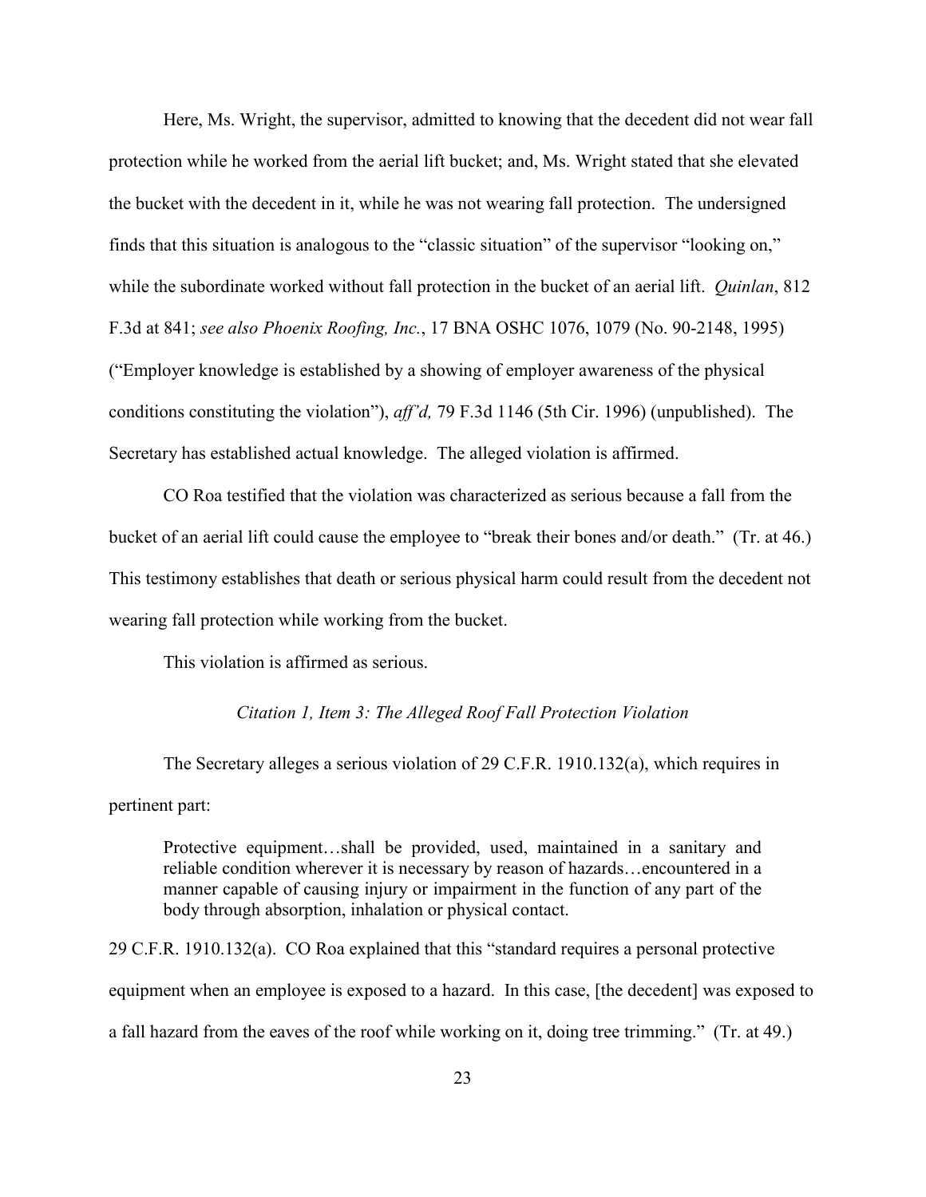Here, Ms. Wright, the supervisor, admitted to knowing that the decedent did not wear fall protection while he worked from the aerial lift bucket; and, Ms. Wright stated that she elevated the bucket with the decedent in it, while he was not wearing fall protection. The undersigned finds that this situation is analogous to the "classic situation" of the supervisor "looking on," while the subordinate worked without fall protection in the bucket of an aerial lift. *Quinlan*, 812 F.3d at 841; *see also Phoenix Roofing, Inc.*, 17 BNA OSHC 1076, 1079 (No. 90-2148, 1995) ("Employer knowledge is established by a showing of employer awareness of the physical conditions constituting the violation"), *aff'd,* 79 F.3d 1146 (5th Cir. 1996) (unpublished). The Secretary has established actual knowledge. The alleged violation is affirmed.

CO Roa testified that the violation was characterized as serious because a fall from the bucket of an aerial lift could cause the employee to "break their bones and/or death." (Tr. at 46.) This testimony establishes that death or serious physical harm could result from the decedent not wearing fall protection while working from the bucket.

This violation is affirmed as serious.

*Citation 1, Item 3: The Alleged Roof Fall Protection Violation*

The Secretary alleges a serious violation of 29 C.F.R. 1910.132(a), which requires in pertinent part:

> Protective equipment…shall be provided, used, maintained in a sanitary and reliable condition wherever it is necessary by reason of hazards…encountered in a manner capable of causing injury or impairment in the function of any part of the body through absorption, inhalation or physical contact.

29 C.F.R. 1910.132(a). CO Roa explained that this "standard requires a personal protective equipment when an employee is exposed to a hazard. In this case, [the decedent] was exposed to a fall hazard from the eaves of the roof while working on it, doing tree trimming." (Tr. at 49.)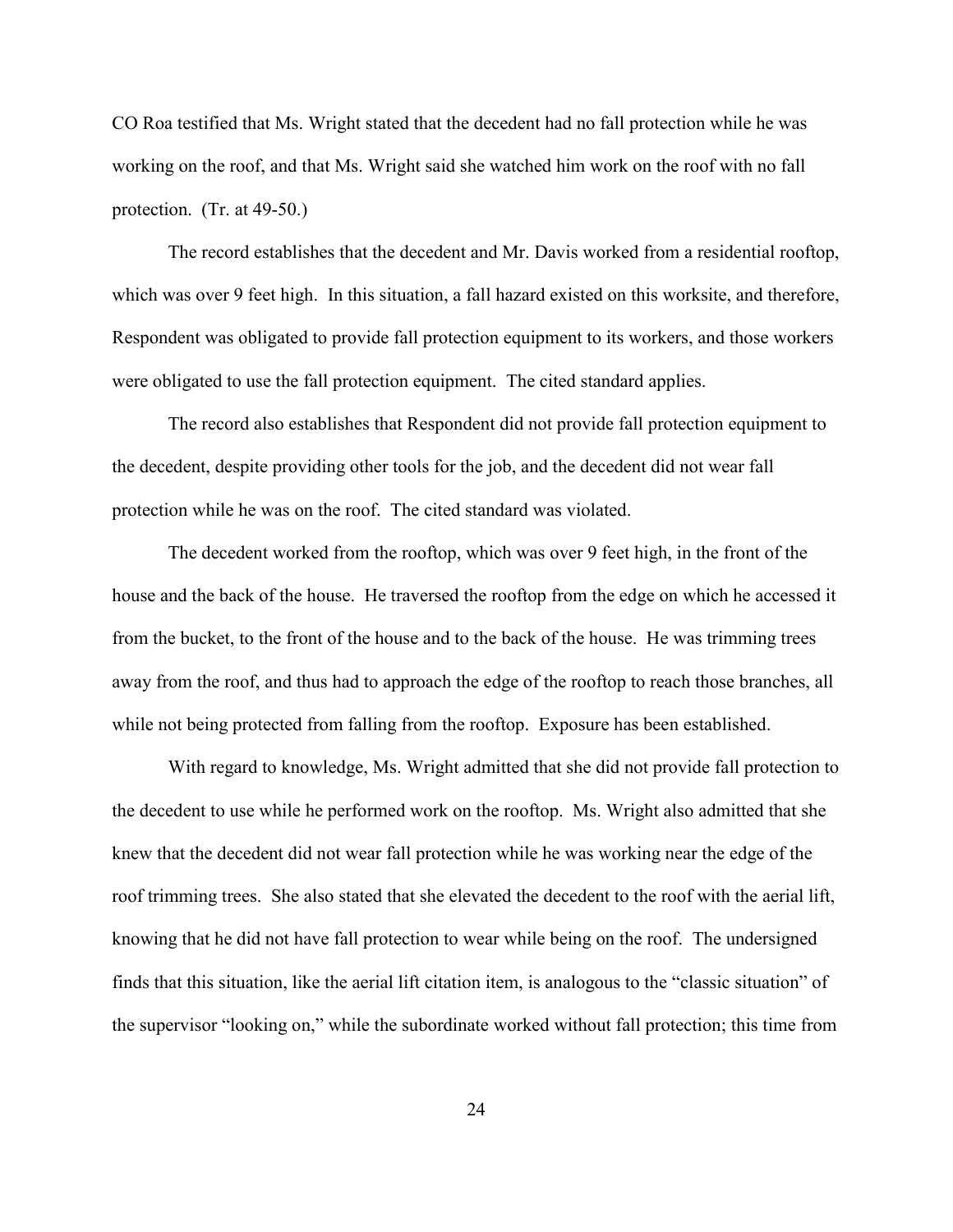CO Roa testified that Ms. Wright stated that the decedent had no fall protection while he was working on the roof, and that Ms. Wright said she watched him work on the roof with no fall protection. (Tr. at 49-50.)

The record establishes that the decedent and Mr. Davis worked from a residential rooftop, which was over 9 feet high. In this situation, a fall hazard existed on this worksite, and therefore, Respondent was obligated to provide fall protection equipment to its workers, and those workers were obligated to use the fall protection equipment. The cited standard applies.

The record also establishes that Respondent did not provide fall protection equipment to the decedent, despite providing other tools for the job, and the decedent did not wear fall protection while he was on the roof. The cited standard was violated.

The decedent worked from the rooftop, which was over 9 feet high, in the front of the house and the back of the house. He traversed the rooftop from the edge on which he accessed it from the bucket, to the front of the house and to the back of the house. He was trimming trees away from the roof, and thus had to approach the edge of the rooftop to reach those branches, all while not being protected from falling from the rooftop. Exposure has been established.

With regard to knowledge, Ms. Wright admitted that she did not provide fall protection to the decedent to use while he performed work on the rooftop. Ms. Wright also admitted that she knew that the decedent did not wear fall protection while he was working near the edge of the roof trimming trees. She also stated that she elevated the decedent to the roof with the aerial lift, knowing that he did not have fall protection to wear while being on the roof. The undersigned finds that this situation, like the aerial lift citation item, is analogous to the "classic situation" of the supervisor "looking on," while the subordinate worked without fall protection; this time from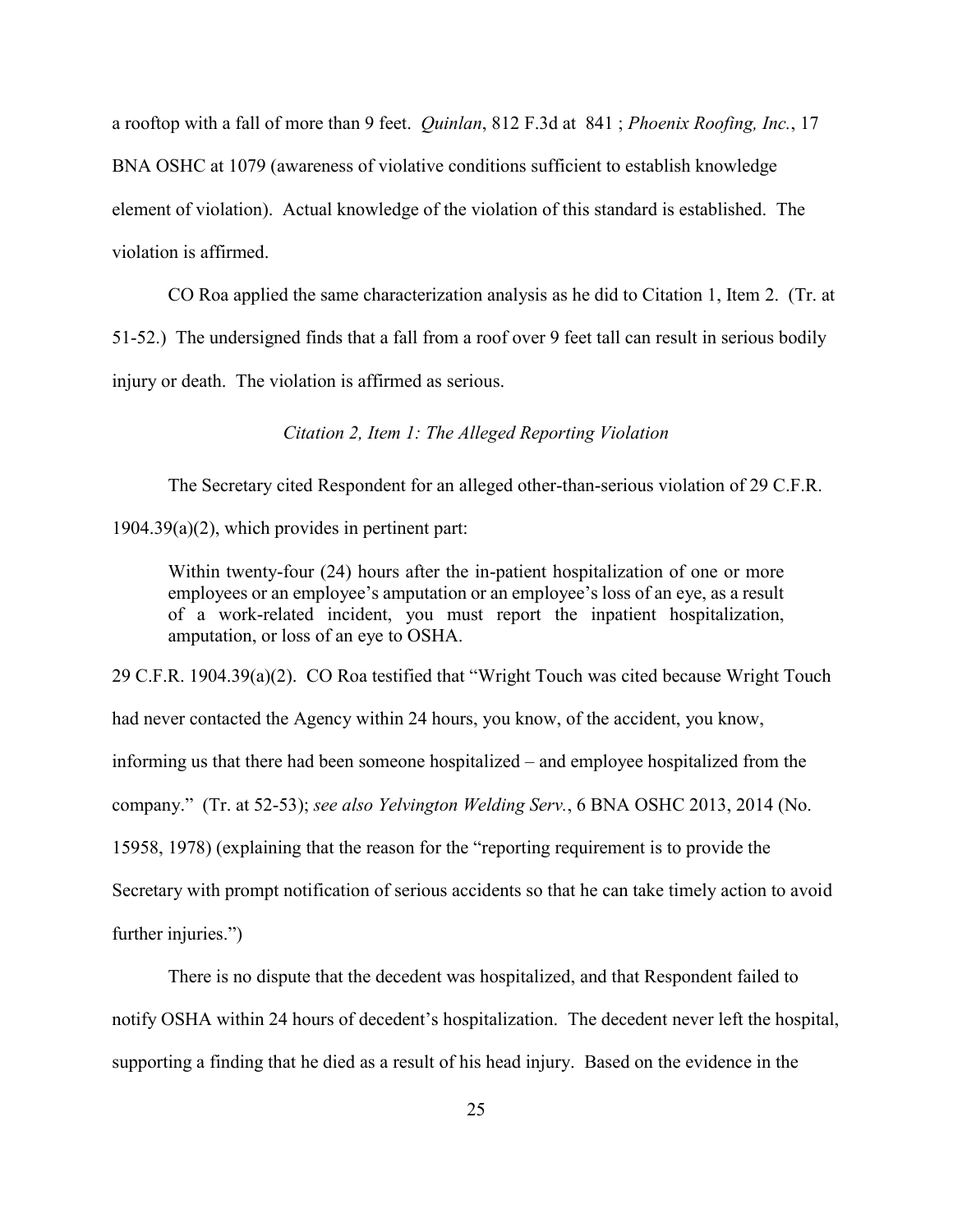a rooftop with a fall of more than 9 feet. *Quinlan*, 812 F.3d at 841 ; *Phoenix Roofing, Inc.*, 17 BNA OSHC at 1079 (awareness of violative conditions sufficient to establish knowledge element of violation). Actual knowledge of the violation of this standard is established. The violation is affirmed.

CO Roa applied the same characterization analysis as he did to Citation 1, Item 2. (Tr. at 51-52.) The undersigned finds that a fall from a roof over 9 feet tall can result in serious bodily injury or death. The violation is affirmed as serious.

*Citation 2, Item 1: The Alleged Reporting Violation*

The Secretary cited Respondent for an alleged other-than-serious violation of 29 C.F.R. 1904.39(a)(2), which provides in pertinent part:

> Within twenty-four (24) hours after the in-patient hospitalization of one or more employees or an employee's amputation or an employee's loss of an eye, as a result of a work-related incident, you must report the inpatient hospitalization, amputation, or loss of an eye to OSHA.

29 C.F.R. 1904.39(a)(2). CO Roa testified that "Wright Touch was cited because Wright Touch had never contacted the Agency within 24 hours, you know, of the accident, you know, informing us that there had been someone hospitalized – and employee hospitalized from the company." (Tr. at 52-53); *see also Yelvington Welding Serv.*, 6 BNA OSHC 2013, 2014 (No. 15958, 1978) (explaining that the reason for the "reporting requirement is to provide the Secretary with prompt notification of serious accidents so that he can take timely action to avoid further injuries.")

There is no dispute that the decedent was hospitalized, and that Respondent failed to notify OSHA within 24 hours of decedent's hospitalization. The decedent never left the hospital, supporting a finding that he died as a result of his head injury. Based on the evidence in the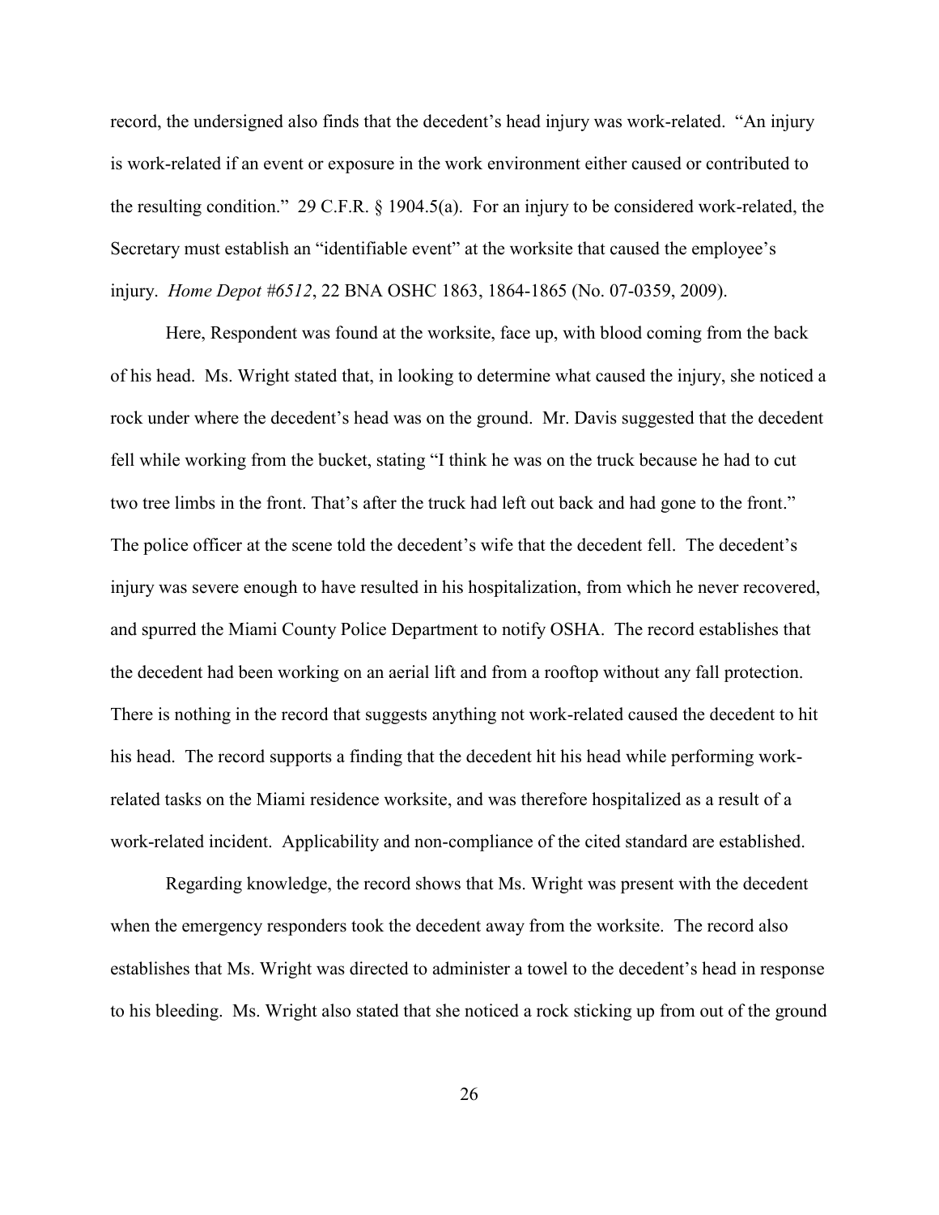record, the undersigned also finds that the decedent's head injury was work-related. "An injury is work-related if an event or exposure in the work environment either caused or contributed to the resulting condition." 29 C.F.R. § 1904.5(a). For an injury to be considered work-related, the Secretary must establish an "identifiable event" at the worksite that caused the employee's injury. *Home Depot #6512*, 22 BNA OSHC 1863, 1864-1865 (No. 07-0359, 2009).

Here, Respondent was found at the worksite, face up, with blood coming from the back of his head. Ms. Wright stated that, in looking to determine what caused the injury, she noticed a rock under where the decedent's head was on the ground. Mr. Davis suggested that the decedent fell while working from the bucket, stating "I think he was on the truck because he had to cut two tree limbs in the front. That's after the truck had left out back and had gone to the front." The police officer at the scene told the decedent's wife that the decedent fell. The decedent's injury was severe enough to have resulted in his hospitalization, from which he never recovered, and spurred the Miami County Police Department to notify OSHA. The record establishes that the decedent had been working on an aerial lift and from a rooftop without any fall protection. There is nothing in the record that suggests anything not work-related caused the decedent to hit his head. The record supports a finding that the decedent hit his head while performing work-related tasks on the Miami residence worksite, and was therefore hospitalized as a result of a work-related incident. Applicability and non-compliance of the cited standard are established.

Regarding knowledge, the record shows that Ms. Wright was present with the decedent when the emergency responders took the decedent away from the worksite. The record also establishes that Ms. Wright was directed to administer a towel to the decedent's head in response to his bleeding. Ms. Wright also stated that she noticed a rock sticking up from out of the ground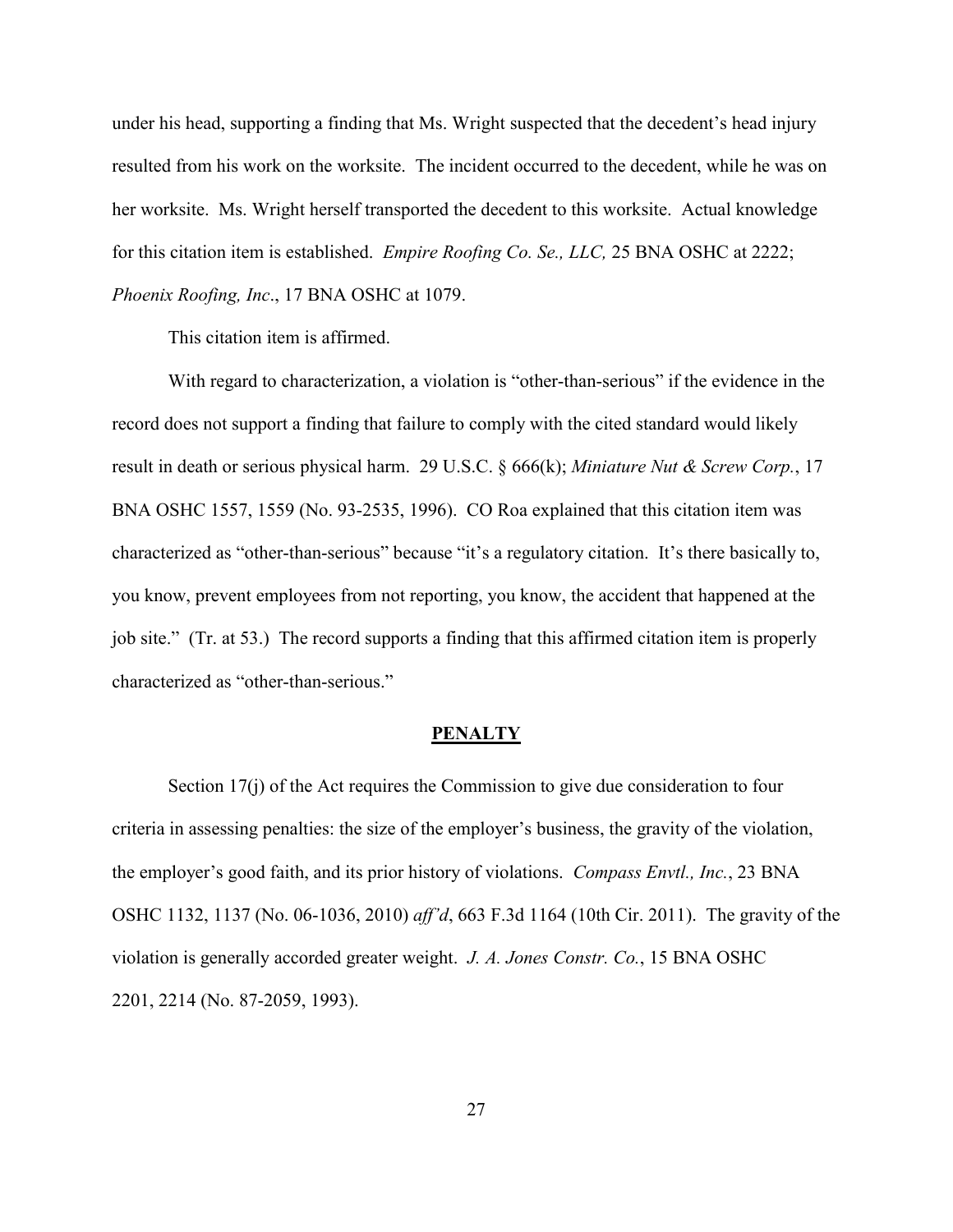under his head, supporting a finding that Ms. Wright suspected that the decedent's head injury resulted from his work on the worksite. The incident occurred to the decedent, while he was on her worksite. Ms. Wright herself transported the decedent to this worksite. Actual knowledge for this citation item is established. *Empire Roofing Co. Se., LLC,* 25 BNA OSHC at 2222; *Phoenix Roofing, Inc*., 17 BNA OSHC at 1079.

This citation item is affirmed.

With regard to characterization, a violation is "other-than-serious" if the evidence in the record does not support a finding that failure to comply with the cited standard would likely result in death or serious physical harm. 29 U.S.C. § 666(k); *Miniature Nut & Screw Corp.*, 17 BNA OSHC 1557, 1559 (No. 93-2535, 1996). CO Roa explained that this citation item was characterized as "other-than-serious" because "it's a regulatory citation. It's there basically to, you know, prevent employees from not reporting, you know, the accident that happened at the job site." (Tr. at 53.) The record supports a finding that this affirmed citation item is properly characterized as "other-than-serious."

## PENALTY

Section 17(j) of the Act requires the Commission to give due consideration to four criteria in assessing penalties: the size of the employer's business, the gravity of the violation, the employer's good faith, and its prior history of violations. *Compass Envtl., Inc.*, 23 BNA OSHC 1132, 1137 (No. 06-1036, 2010) *aff'd*, 663 F.3d 1164 (10th Cir. 2011). The gravity of the violation is generally accorded greater weight. *J. A. Jones Constr. Co.*, 15 BNA OSHC 2201, 2214 (No. 87-2059, 1993).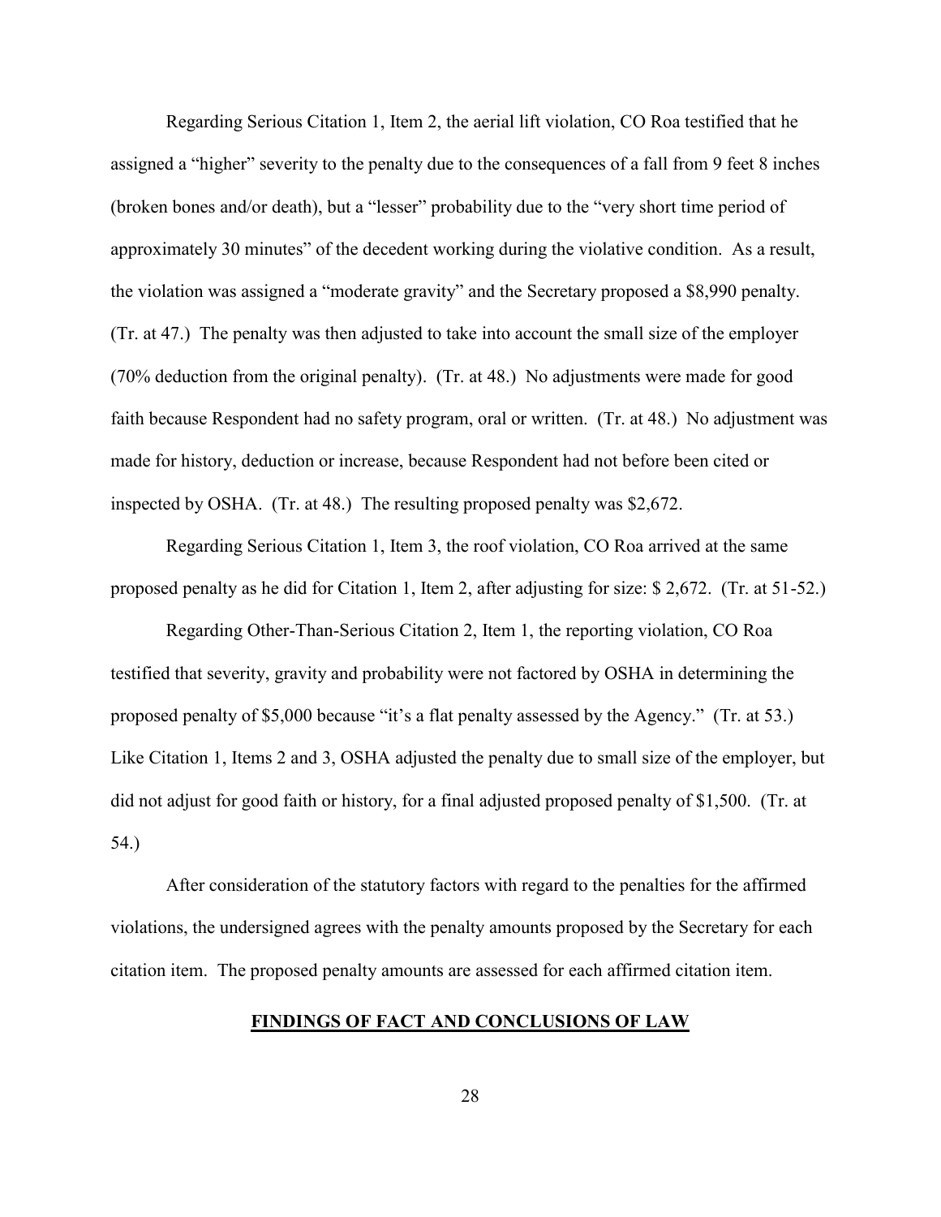Regarding Serious Citation 1, Item 2, the aerial lift violation, CO Roa testified that he assigned a "higher" severity to the penalty due to the consequences of a fall from 9 feet 8 inches (broken bones and/or death), but a "lesser" probability due to the "very short time period of approximately 30 minutes" of the decedent working during the violative condition. As a result, the violation was assigned a "moderate gravity" and the Secretary proposed a $8,990 penalty. (Tr. at 47.) The penalty was then adjusted to take into account the small size of the employer (70% deduction from the original penalty). (Tr. at 48.) No adjustments were made for good faith because Respondent had no safety program, oral or written. (Tr. at 48.) No adjustment was made for history, deduction or increase, because Respondent had not before been cited or inspected by OSHA. (Tr. at 48.) The resulting proposed penalty was $2,672.

Regarding Serious Citation 1, Item 3, the roof violation, CO Roa arrived at the same proposed penalty as he did for Citation 1, Item 2, after adjusting for size: $ 2,672. (Tr. at 51-52.)

Regarding Other-Than-Serious Citation 2, Item 1, the reporting violation, CO Roa testified that severity, gravity and probability were not factored by OSHA in determining the proposed penalty of $5,000 because "it's a flat penalty assessed by the Agency." (Tr. at 53.) Like Citation 1, Items 2 and 3, OSHA adjusted the penalty due to small size of the employer, but did not adjust for good faith or history, for a final adjusted proposed penalty of $1,500. (Tr. at 54.)

After consideration of the statutory factors with regard to the penalties for the affirmed violations, the undersigned agrees with the penalty amounts proposed by the Secretary for each citation item. The proposed penalty amounts are assessed for each affirmed citation item.

## FINDINGS OF FACT AND CONCLUSIONS OF LAW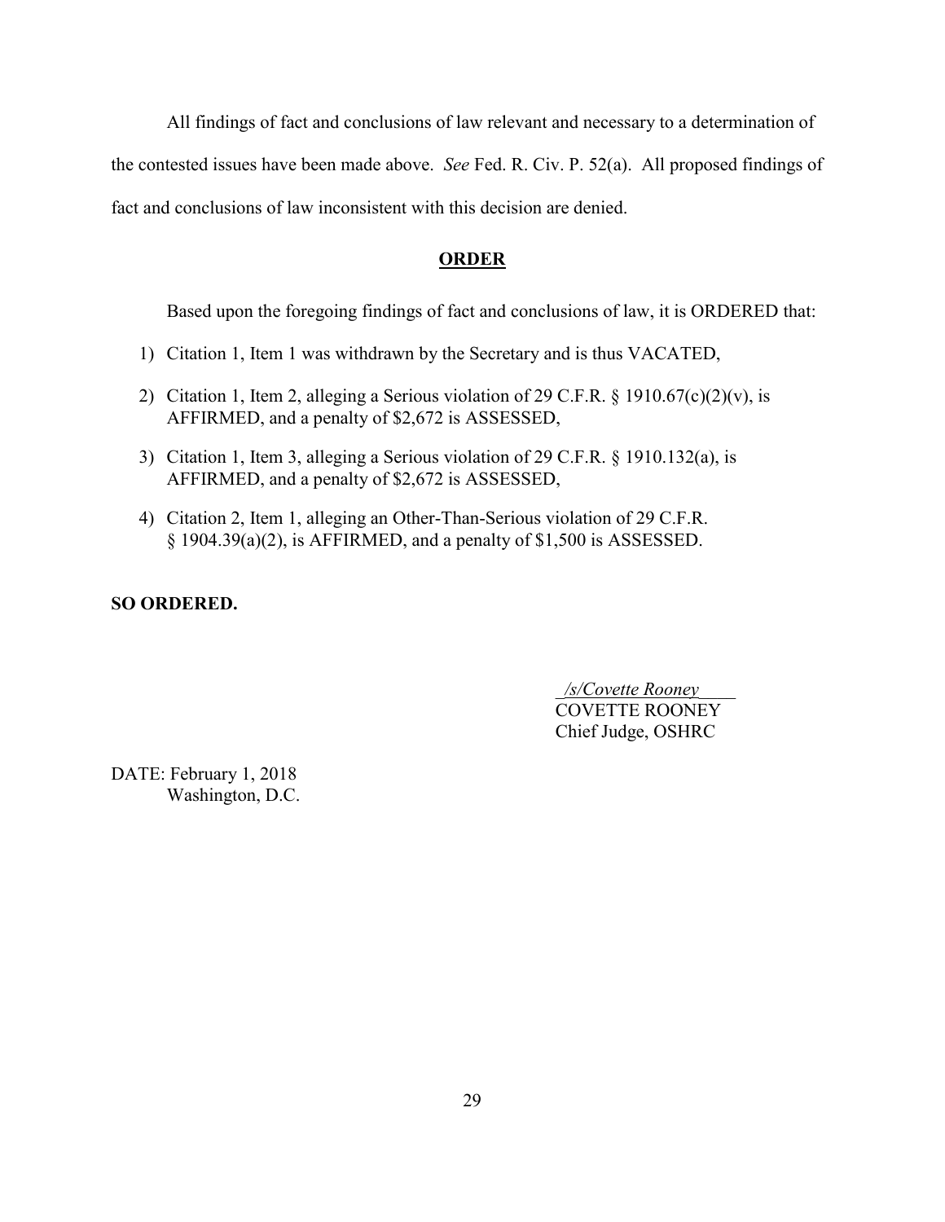All findings of fact and conclusions of law relevant and necessary to a determination of the contested issues have been made above. *See* Fed. R. Civ. P. 52(a). All proposed findings of fact and conclusions of law inconsistent with this decision are denied.

## ORDER

Based upon the foregoing findings of fact and conclusions of law, it is ORDERED that:

1) Citation 1, Item 1 was withdrawn by the Secretary and is thus VACATED,
2) Citation 1, Item 2, alleging a Serious violation of 29 C.F.R. § 1910.67(c)(2)(v), is AFFIRMED, and a penalty of $2,672 is ASSESSED,
3) Citation 1, Item 3, alleging a Serious violation of 29 C.F.R. § 1910.132(a), is AFFIRMED, and a penalty of $2,672 is ASSESSED,
4) Citation 2, Item 1, alleging an Other-Than-Serious violation of 29 C.F.R. § 1904.39(a)(2), is AFFIRMED, and a penalty of $1,500 is ASSESSED.

**SO ORDERED.**

*/s/Covette Rooney*
COVETTE ROONEY
Chief Judge, OSHRC

DATE: February 1, 2018
Washington, D.C.